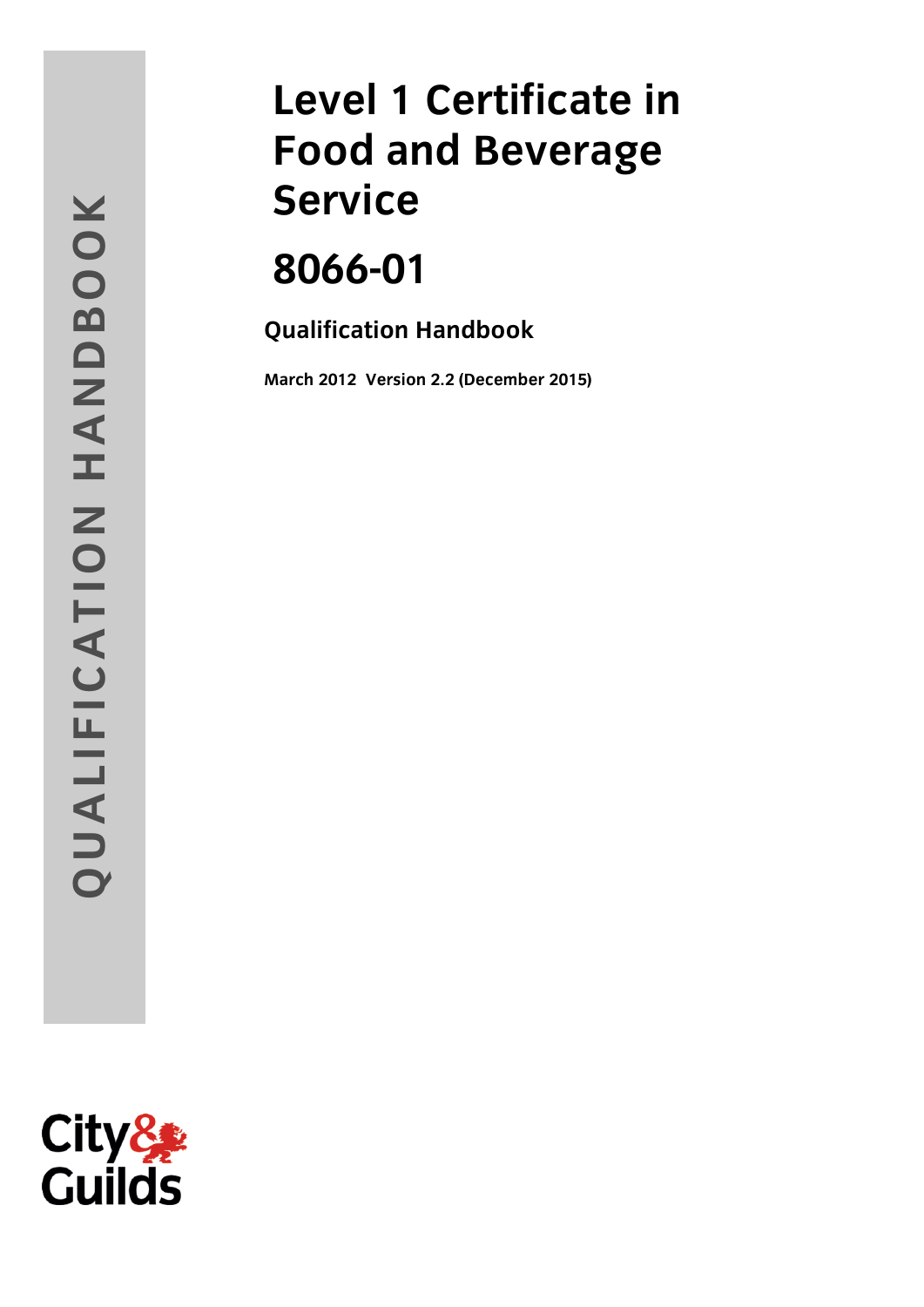QUALIFICATION HANDBOOK

# Level 1 Certificate in Food and Beverage Service

# 8066-01

## Qualification Handbook

**March 2012 Version 2.2 (December 2015)**

City & Guilds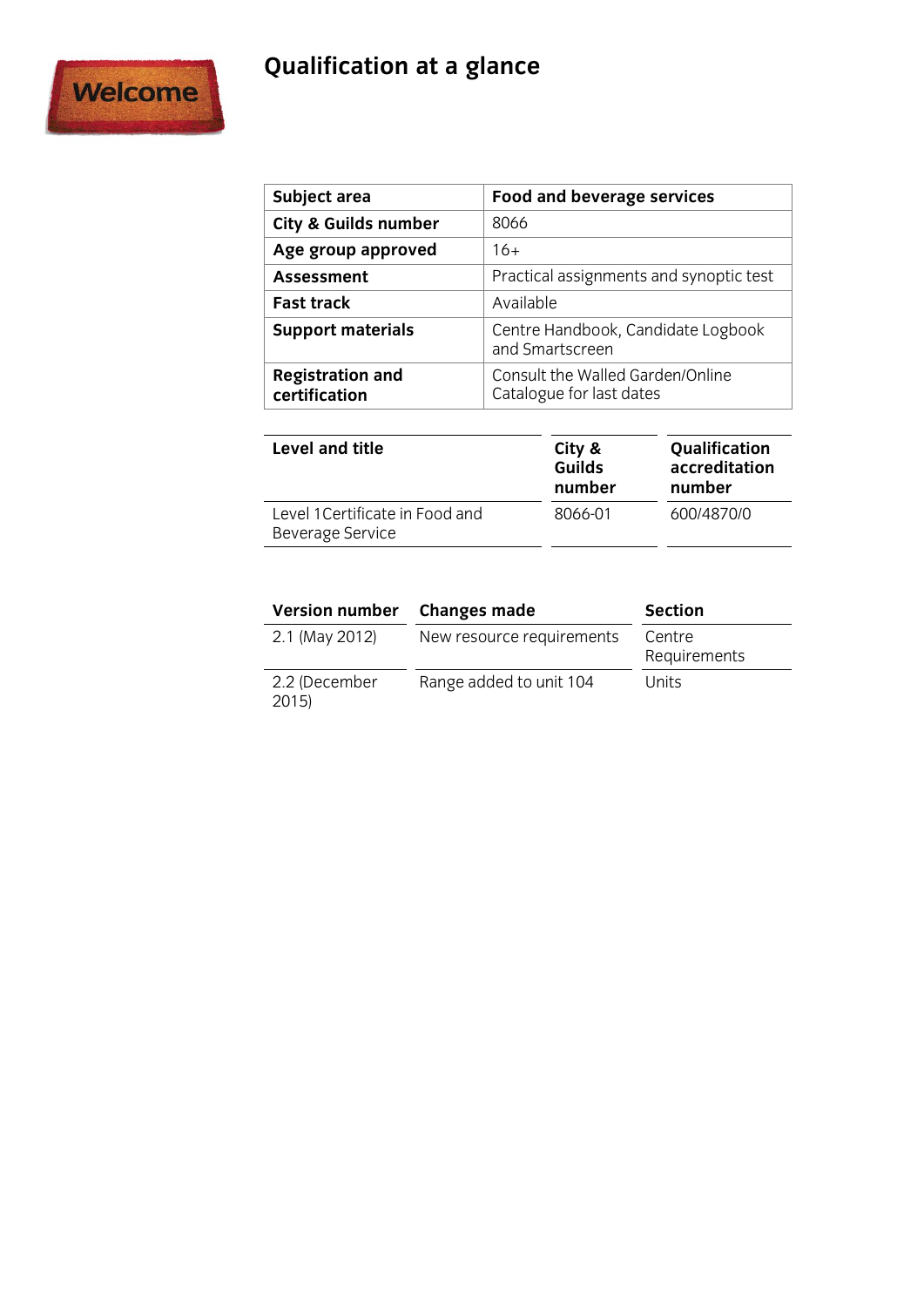# Qualification at a glance

| Subject area | Food and beverage services |
| --- | --- |
| City & Guilds number | 8066 |
| Age group approved | 16+ |
| Assessment | Practical assignments and synoptic test |
| Fast track | Available |
| Support materials | Centre Handbook, Candidate Logbook and Smartscreen |
| Registration and certification | Consult the Walled Garden/Online Catalogue for last dates |

| Level and title | City & Guilds number | Qualification accreditation number |
| --- | --- | --- |
| Level 1 Certificate in Food and Beverage Service | 8066-01 | 600/4870/0 |

| Version number | Changes made | Section |
| --- | --- | --- |
| 2.1 (May 2012) | New resource requirements | Centre Requirements |
| 2.2 (December 2015) | Range added to unit 104 | Units |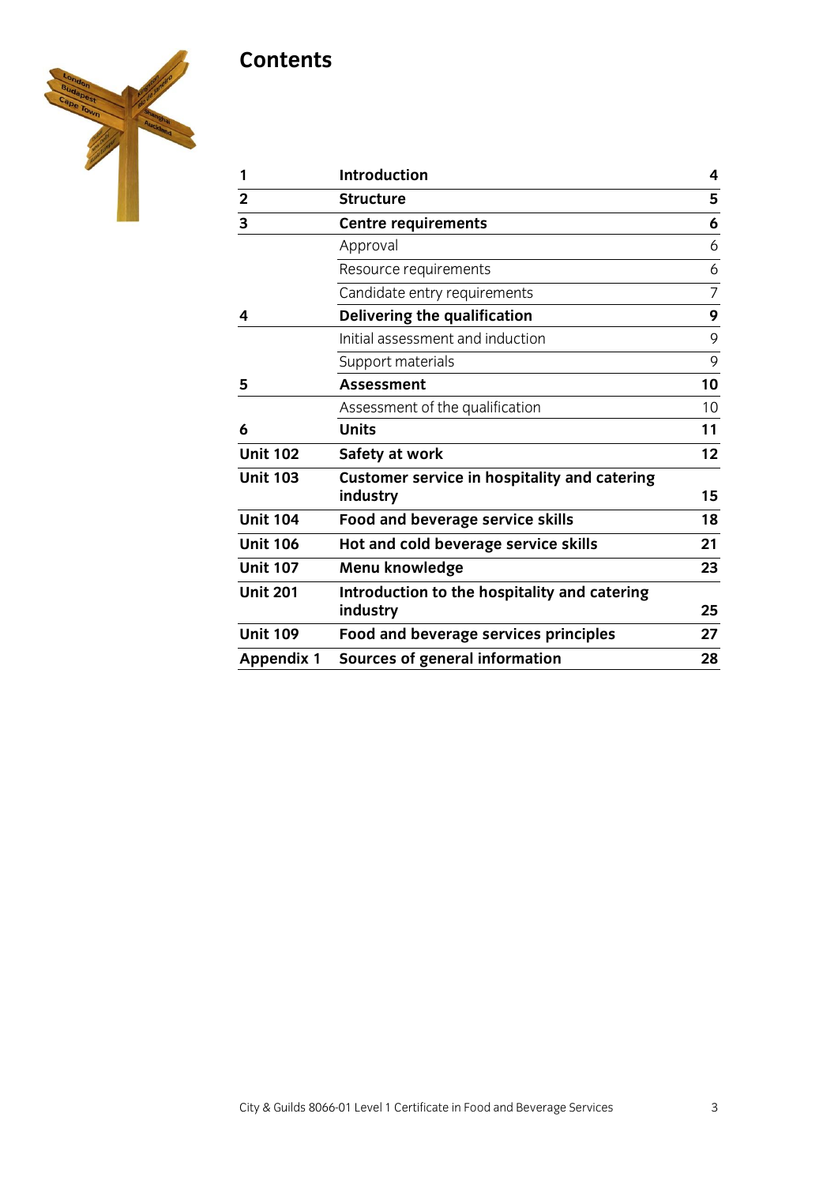# Contents

| | | |
|---|---|---|
| **1** | **Introduction** | **4** |
| **2** | **Structure** | **5** |
| **3** | **Centre requirements** | **6** |
| | Approval | 6 |
| | Resource requirements | 6 |
| | Candidate entry requirements | 7 |
| **4** | **Delivering the qualification** | **9** |
| | Initial assessment and induction | 9 |
| | Support materials | 9 |
| **5** | **Assessment** | **10** |
| | Assessment of the qualification | 10 |
| **6** | **Units** | **11** |
| **Unit 102** | **Safety at work** | **12** |
| **Unit 103** | **Customer service in hospitality and catering industry** | **15** |
| **Unit 104** | **Food and beverage service skills** | **18** |
| **Unit 106** | **Hot and cold beverage service skills** | **21** |
| **Unit 107** | **Menu knowledge** | **23** |
| **Unit 201** | **Introduction to the hospitality and catering industry** | **25** |
| **Unit 109** | **Food and beverage services principles** | **27** |
| **Appendix 1** | **Sources of general information** | **28** |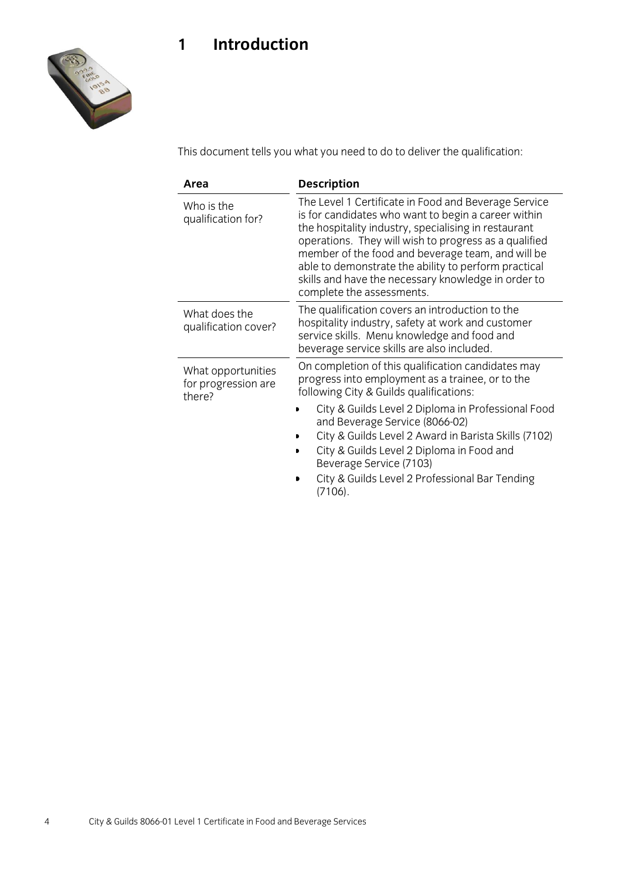# 1 Introduction

This document tells you what you need to do to deliver the qualification:

| Area | Description |
|---|---|
| Who is the qualification for? | The Level 1 Certificate in Food and Beverage Service is for candidates who want to begin a career within the hospitality industry, specialising in restaurant operations. They will wish to progress as a qualified member of the food and beverage team, and will be able to demonstrate the ability to perform practical skills and have the necessary knowledge in order to complete the assessments. |
| What does the qualification cover? | The qualification covers an introduction to the hospitality industry, safety at work and customer service skills. Menu knowledge and food and beverage service skills are also included. |
| What opportunities for progression are there? | On completion of this qualification candidates may progress into employment as a trainee, or to the following City & Guilds qualifications:<br>• City & Guilds Level 2 Diploma in Professional Food and Beverage Service (8066-02)<br>• City & Guilds Level 2 Award in Barista Skills (7102)<br>• City & Guilds Level 2 Diploma in Food and Beverage Service (7103)<br>• City & Guilds Level 2 Professional Bar Tending (7106). |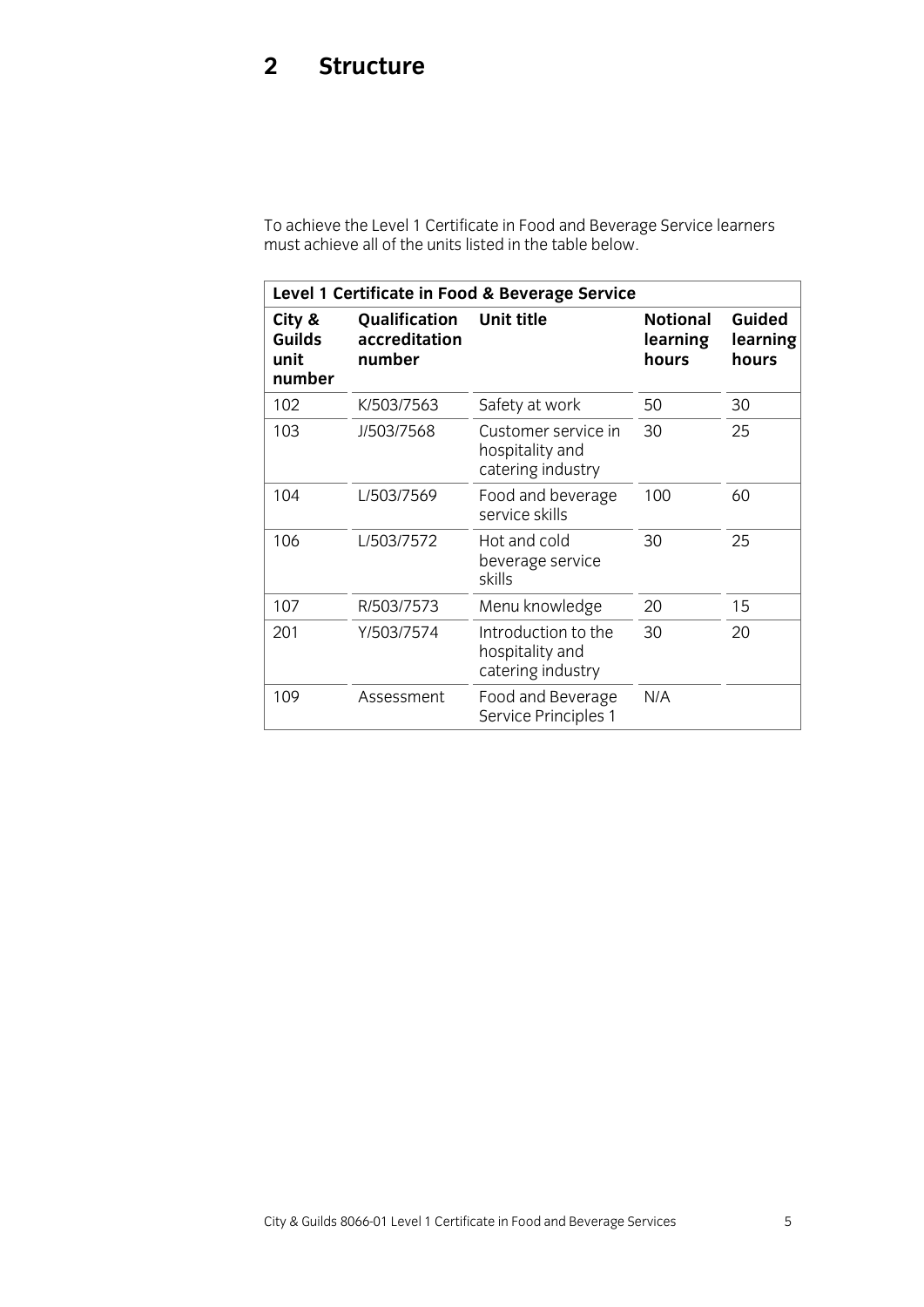# 2 Structure

To achieve the Level 1 Certificate in Food and Beverage Service learners must achieve all of the units listed in the table below.

| Level 1 Certificate in Food & Beverage Service | | | | |
|---|---|---|---|---|
| **City & Guilds unit number** | **Qualification accreditation number** | **Unit title** | **Notional learning hours** | **Guided learning hours** |
| 102 | K/503/7563 | Safety at work | 50 | 30 |
| 103 | J/503/7568 | Customer service in hospitality and catering industry | 30 | 25 |
| 104 | L/503/7569 | Food and beverage service skills | 100 | 60 |
| 106 | L/503/7572 | Hot and cold beverage service skills | 30 | 25 |
| 107 | R/503/7573 | Menu knowledge | 20 | 15 |
| 201 | Y/503/7574 | Introduction to the hospitality and catering industry | 30 | 20 |
| 109 | Assessment | Food and Beverage Service Principles 1 | N/A | |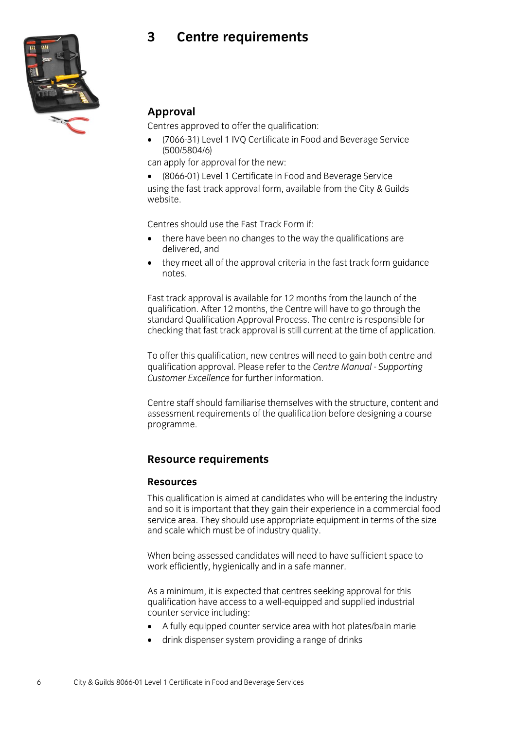# 3 Centre requirements

## Approval

Centres approved to offer the qualification:

- (7066-31) Level 1 IVQ Certificate in Food and Beverage Service (500/5804/6)

can apply for approval for the new:

- (8066-01) Level 1 Certificate in Food and Beverage Service

using the fast track approval form, available from the City & Guilds website.

Centres should use the Fast Track Form if:

- there have been no changes to the way the qualifications are delivered, and
- they meet all of the approval criteria in the fast track form guidance notes.

Fast track approval is available for 12 months from the launch of the qualification. After 12 months, the Centre will have to go through the standard Qualification Approval Process. The centre is responsible for checking that fast track approval is still current at the time of application.

To offer this qualification, new centres will need to gain both centre and qualification approval. Please refer to the *Centre Manual - Supporting Customer Excellence* for further information.

Centre staff should familiarise themselves with the structure, content and assessment requirements of the qualification before designing a course programme.

## Resource requirements

### Resources

This qualification is aimed at candidates who will be entering the industry and so it is important that they gain their experience in a commercial food service area. They should use appropriate equipment in terms of the size and scale which must be of industry quality.

When being assessed candidates will need to have sufficient space to work efficiently, hygienically and in a safe manner.

As a minimum, it is expected that centres seeking approval for this qualification have access to a well-equipped and supplied industrial counter service including:

- A fully equipped counter service area with hot plates/bain marie
- drink dispenser system providing a range of drinks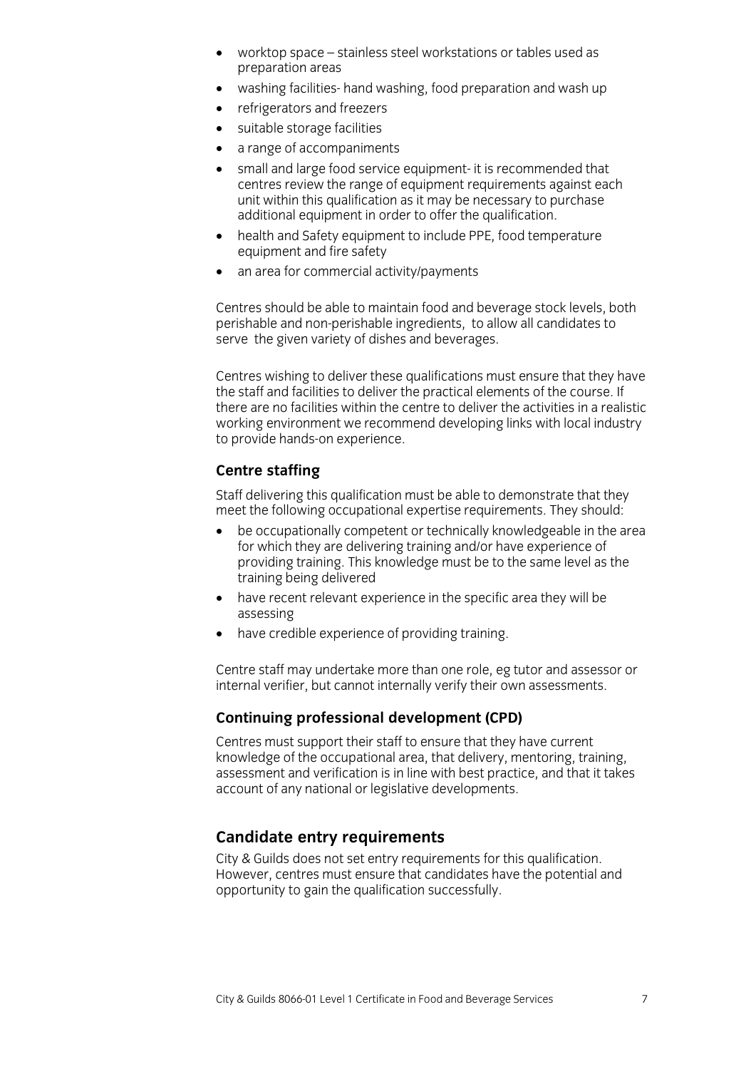- worktop space – stainless steel workstations or tables used as preparation areas
- washing facilities- hand washing, food preparation and wash up
- refrigerators and freezers
- suitable storage facilities
- a range of accompaniments
- small and large food service equipment- it is recommended that centres review the range of equipment requirements against each unit within this qualification as it may be necessary to purchase additional equipment in order to offer the qualification.
- health and Safety equipment to include PPE, food temperature equipment and fire safety
- an area for commercial activity/payments

Centres should be able to maintain food and beverage stock levels, both perishable and non-perishable ingredients, to allow all candidates to serve the given variety of dishes and beverages.

Centres wishing to deliver these qualifications must ensure that they have the staff and facilities to deliver the practical elements of the course. If there are no facilities within the centre to deliver the activities in a realistic working environment we recommend developing links with local industry to provide hands-on experience.

### Centre staffing

Staff delivering this qualification must be able to demonstrate that they meet the following occupational expertise requirements. They should:

- be occupationally competent or technically knowledgeable in the area for which they are delivering training and/or have experience of providing training. This knowledge must be to the same level as the training being delivered
- have recent relevant experience in the specific area they will be assessing
- have credible experience of providing training.

Centre staff may undertake more than one role, eg tutor and assessor or internal verifier, but cannot internally verify their own assessments.

### Continuing professional development (CPD)

Centres must support their staff to ensure that they have current knowledge of the occupational area, that delivery, mentoring, training, assessment and verification is in line with best practice, and that it takes account of any national or legislative developments.

## Candidate entry requirements

City & Guilds does not set entry requirements for this qualification. However, centres must ensure that candidates have the potential and opportunity to gain the qualification successfully.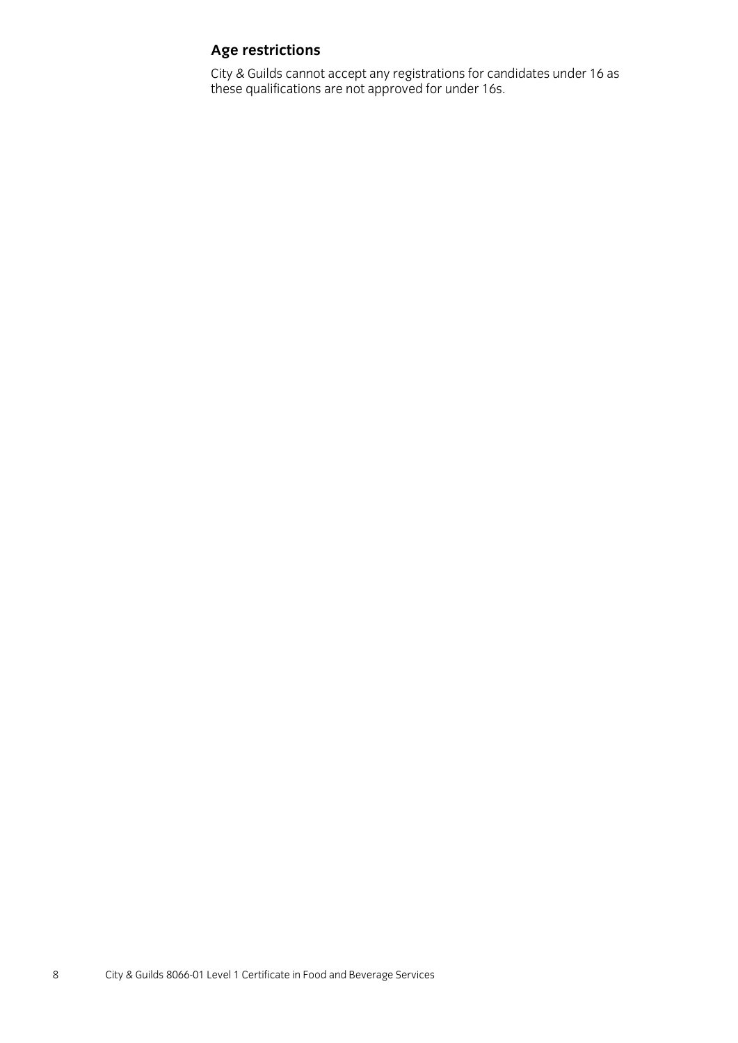## Age restrictions

City & Guilds cannot accept any registrations for candidates under 16 as these qualifications are not approved for under 16s.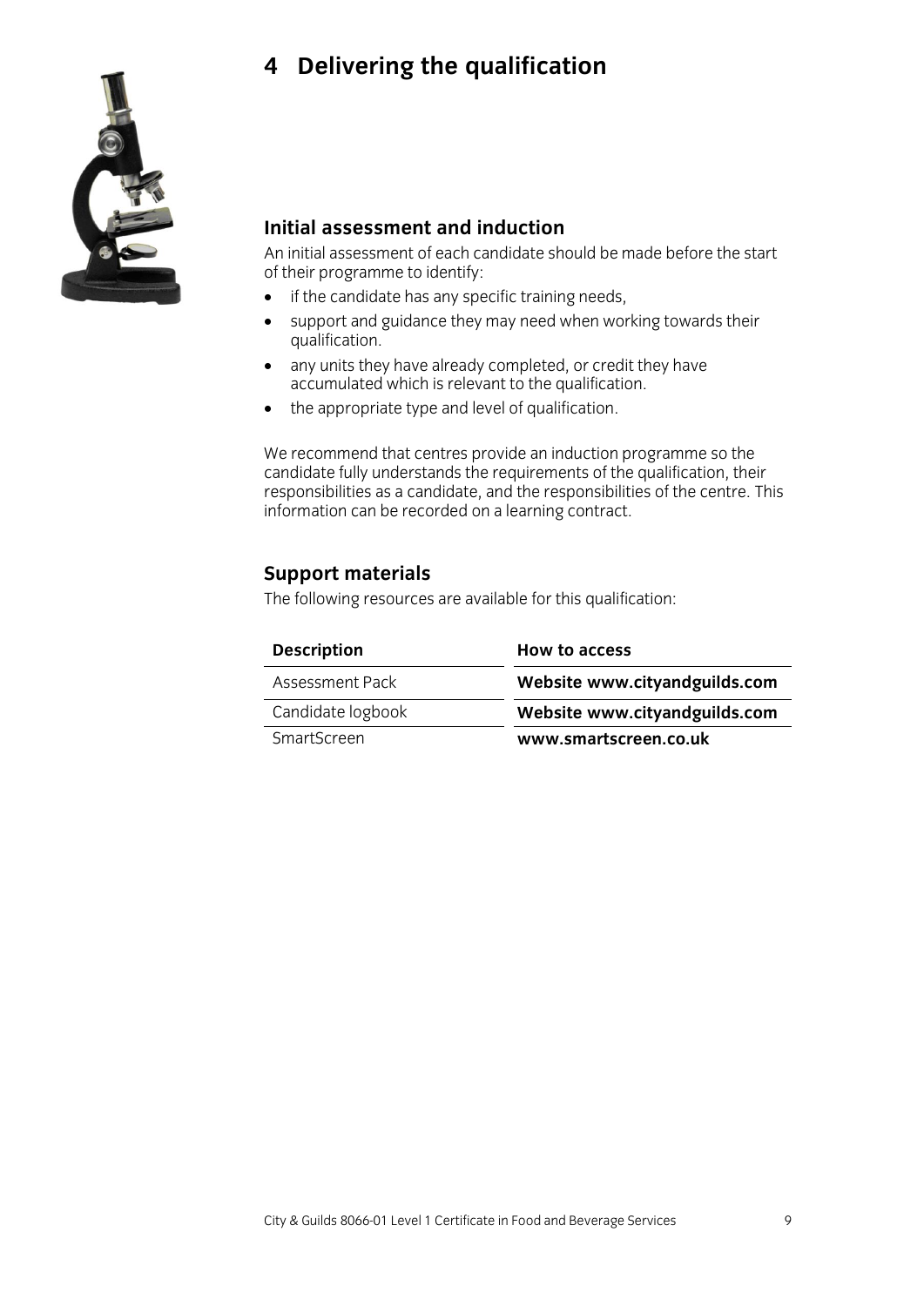# 4 Delivering the qualification

## Initial assessment and induction

An initial assessment of each candidate should be made before the start of their programme to identify:

- if the candidate has any specific training needs,
- support and guidance they may need when working towards their qualification.
- any units they have already completed, or credit they have accumulated which is relevant to the qualification.
- the appropriate type and level of qualification.

We recommend that centres provide an induction programme so the candidate fully understands the requirements of the qualification, their responsibilities as a candidate, and the responsibilities of the centre. This information can be recorded on a learning contract.

## Support materials

The following resources are available for this qualification:

| Description | How to access |
|---|---|
| Assessment Pack | **Website www.cityandguilds.com** |
| Candidate logbook | **Website www.cityandguilds.com** |
| SmartScreen | **www.smartscreen.co.uk** |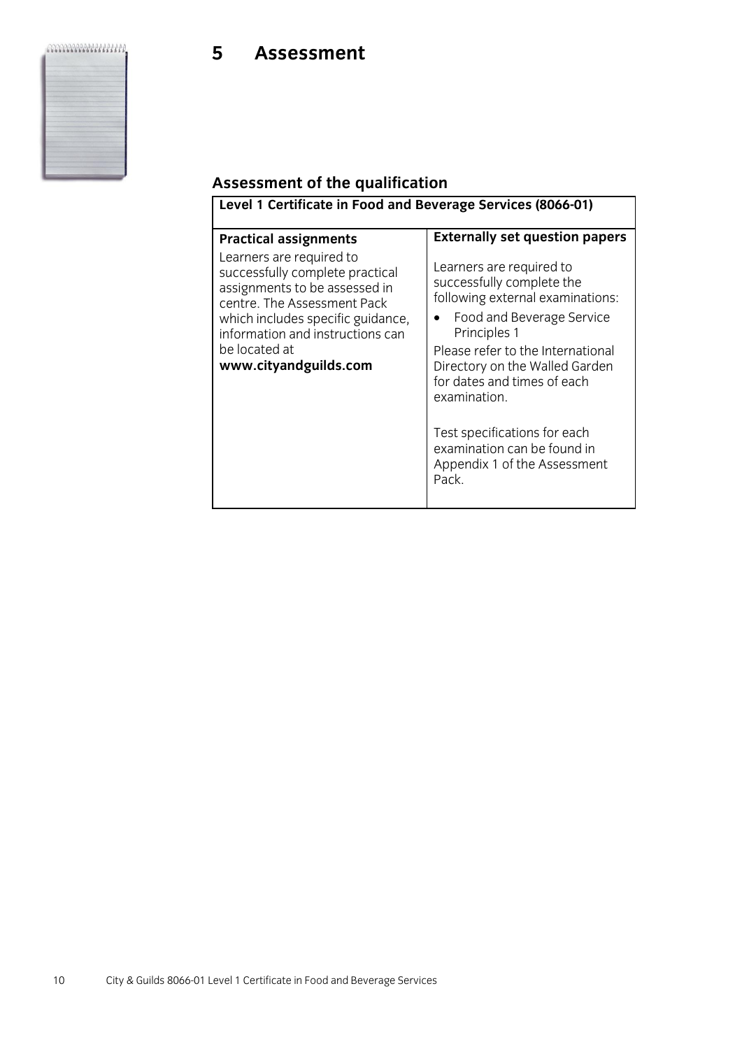# 5 Assessment

## Assessment of the qualification

| Level 1 Certificate in Food and Beverage Services (8066-01) | |
|---|---|
| **Practical assignments**<br>Learners are required to successfully complete practical assignments to be assessed in centre. The Assessment Pack which includes specific guidance, information and instructions can be located at **www.cityandguilds.com** | **Externally set question papers**<br>Learners are required to successfully complete the following external examinations:<br>• Food and Beverage Service Principles 1<br>Please refer to the International Directory on the Walled Garden for dates and times of each examination.<br><br>Test specifications for each examination can be found in Appendix 1 of the Assessment Pack. |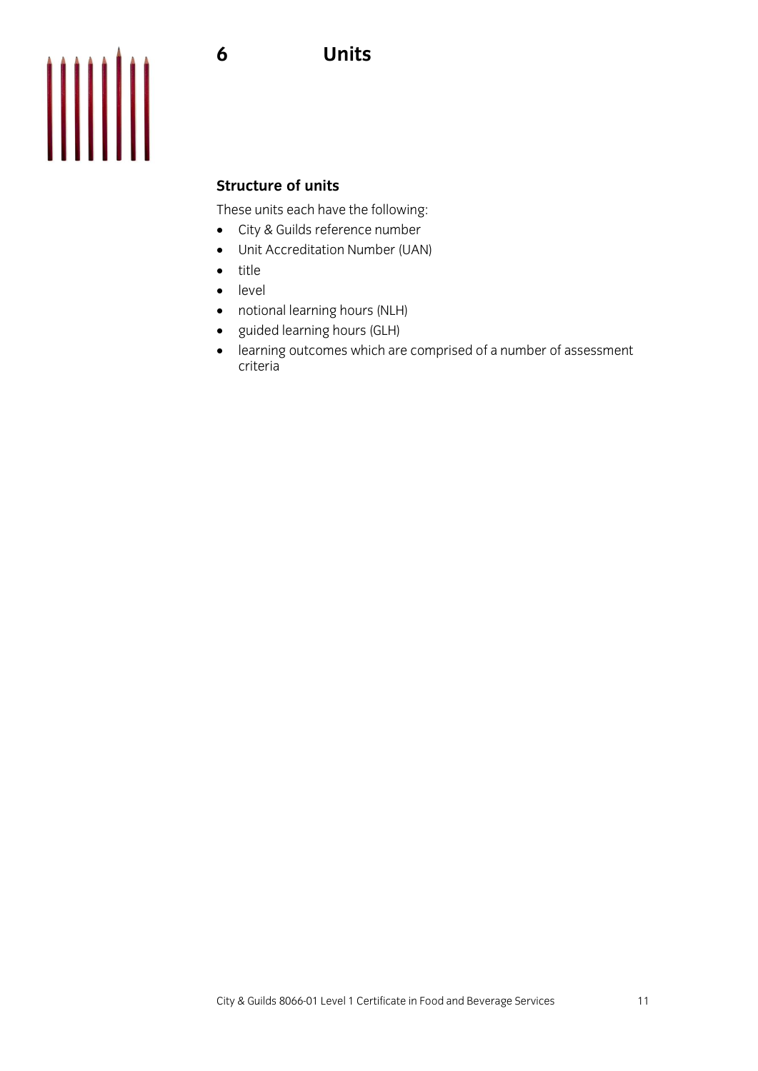# 6 Units

## Structure of units

These units each have the following:

- City & Guilds reference number
- Unit Accreditation Number (UAN)
- title
- level
- notional learning hours (NLH)
- guided learning hours (GLH)
- learning outcomes which are comprised of a number of assessment criteria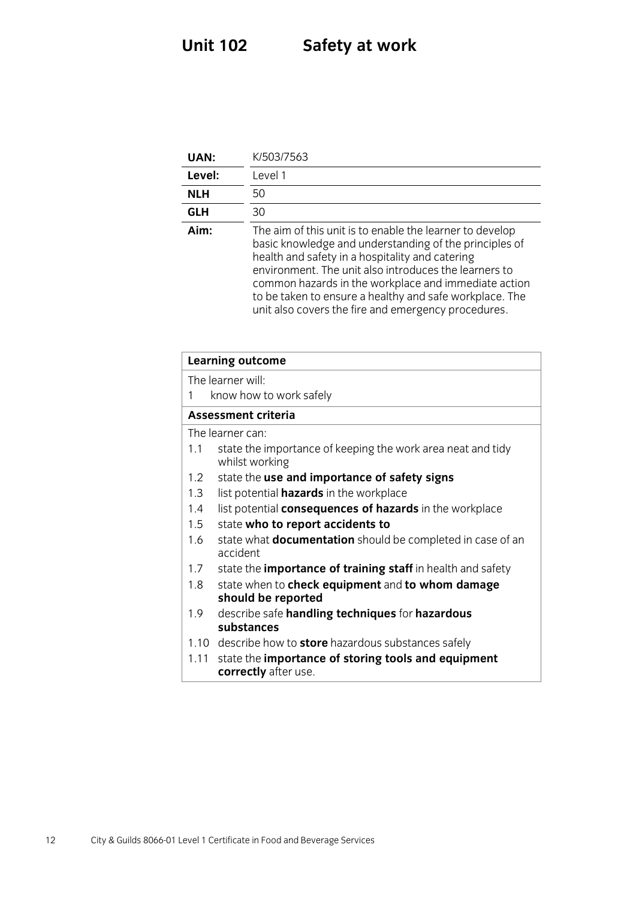# Unit 102 Safety at work

| | |
|---|---|
| **UAN:** | K/503/7563 |
| **Level:** | Level 1 |
| **NLH** | 50 |
| **GLH** | 30 |
| **Aim:** | The aim of this unit is to enable the learner to develop basic knowledge and understanding of the principles of health and safety in a hospitality and catering environment. The unit also introduces the learners to common hazards in the workplace and immediate action to be taken to ensure a healthy and safe workplace. The unit also covers the fire and emergency procedures. |

**Learning outcome**

The learner will:

1 know how to work safely

**Assessment criteria**

The learner can:

1.1 state the importance of keeping the work area neat and tidy whilst working

1.2 state the **use and importance of safety signs**

1.3 list potential **hazards** in the workplace

1.4 list potential **consequences of hazards** in the workplace

1.5 state **who to report accidents to**

1.6 state what **documentation** should be completed in case of an accident

1.7 state the **importance of training staff** in health and safety

1.8 state when to **check equipment** and **to whom damage should be reported**

1.9 describe safe **handling techniques** for **hazardous substances**

1.10 describe how to **store** hazardous substances safely

1.11 state the **importance of storing tools and equipment correctly** after use.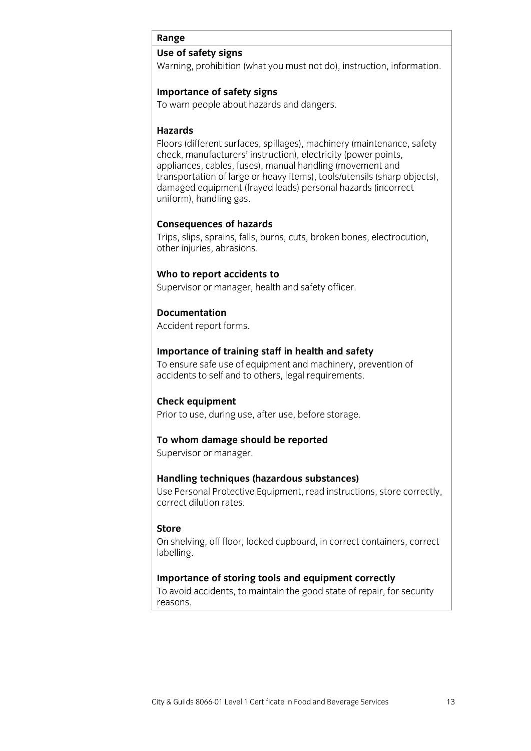**Range**

**Use of safety signs**

Warning, prohibition (what you must not do), instruction, information.

**Importance of safety signs**

To warn people about hazards and dangers.

**Hazards**

Floors (different surfaces, spillages), machinery (maintenance, safety check, manufacturers' instruction), electricity (power points, appliances, cables, fuses), manual handling (movement and transportation of large or heavy items), tools/utensils (sharp objects), damaged equipment (frayed leads) personal hazards (incorrect uniform), handling gas.

**Consequences of hazards**

Trips, slips, sprains, falls, burns, cuts, broken bones, electrocution, other injuries, abrasions.

**Who to report accidents to**

Supervisor or manager, health and safety officer.

**Documentation**

Accident report forms.

**Importance of training staff in health and safety**

To ensure safe use of equipment and machinery, prevention of accidents to self and to others, legal requirements.

**Check equipment**

Prior to use, during use, after use, before storage.

**To whom damage should be reported**

Supervisor or manager.

**Handling techniques (hazardous substances)**

Use Personal Protective Equipment, read instructions, store correctly, correct dilution rates.

**Store**

On shelving, off floor, locked cupboard, in correct containers, correct labelling.

**Importance of storing tools and equipment correctly**

To avoid accidents, to maintain the good state of repair, for security reasons.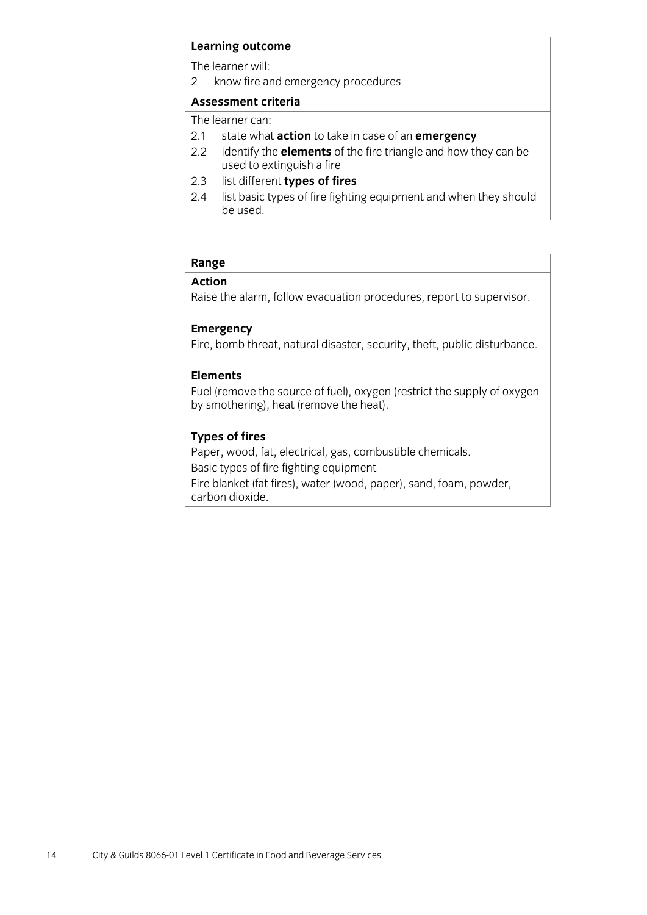**Learning outcome**

The learner will:

2 know fire and emergency procedures

**Assessment criteria**

The learner can:

2.1 state what **action** to take in case of an **emergency**

2.2 identify the **elements** of the fire triangle and how they can be used to extinguish a fire

2.3 list different **types of fires**

2.4 list basic types of fire fighting equipment and when they should be used.

**Range**

**Action**

Raise the alarm, follow evacuation procedures, report to supervisor.

**Emergency**

Fire, bomb threat, natural disaster, security, theft, public disturbance.

**Elements**

Fuel (remove the source of fuel), oxygen (restrict the supply of oxygen by smothering), heat (remove the heat).

**Types of fires**

Paper, wood, fat, electrical, gas, combustible chemicals.

Basic types of fire fighting equipment

Fire blanket (fat fires), water (wood, paper), sand, foam, powder, carbon dioxide.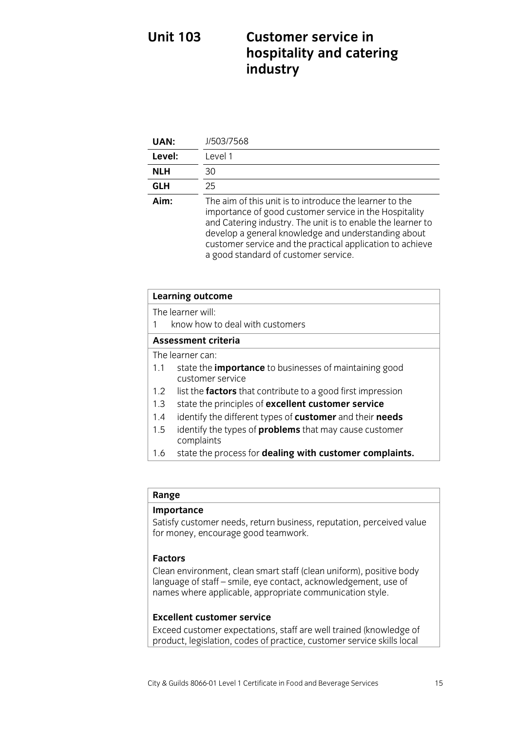# Unit 103 Customer service in hospitality and catering industry

| | |
|---|---|
| **UAN:** | J/503/7568 |
| **Level:** | Level 1 |
| **NLH** | 30 |
| **GLH** | 25 |
| **Aim:** | The aim of this unit is to introduce the learner to the importance of good customer service in the Hospitality and Catering industry. The unit is to enable the learner to develop a general knowledge and understanding about customer service and the practical application to achieve a good standard of customer service. |

**Learning outcome**

The learner will:

1 know how to deal with customers

**Assessment criteria**

The learner can:

1.1 state the **importance** to businesses of maintaining good customer service

1.2 list the **factors** that contribute to a good first impression

1.3 state the principles of **excellent customer service**

1.4 identify the different types of **customer** and their **needs**

1.5 identify the types of **problems** that may cause customer complaints

1.6 state the process for **dealing with customer complaints.**

**Range**

**Importance**

Satisfy customer needs, return business, reputation, perceived value for money, encourage good teamwork.

**Factors**

Clean environment, clean smart staff (clean uniform), positive body language of staff – smile, eye contact, acknowledgement, use of names where applicable, appropriate communication style.

**Excellent customer service**

Exceed customer expectations, staff are well trained (knowledge of product, legislation, codes of practice, customer service skills local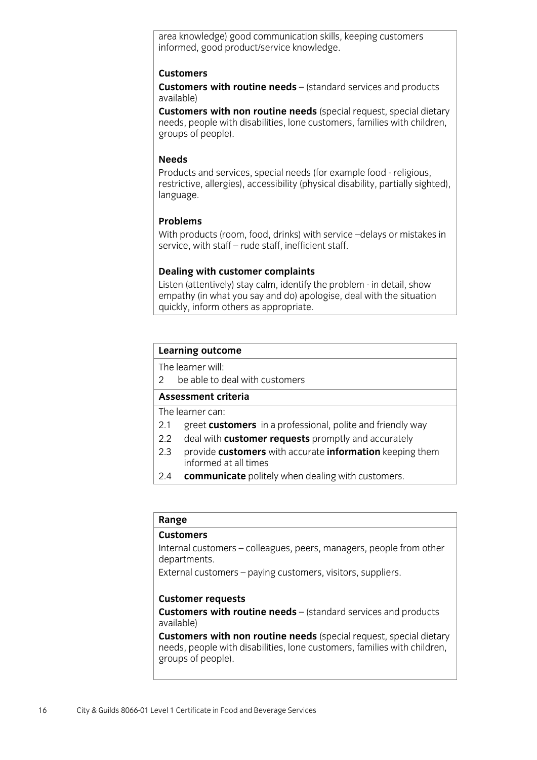area knowledge) good communication skills, keeping customers informed, good product/service knowledge.

**Customers**

**Customers with routine needs** – (standard services and products available)

**Customers with non routine needs** (special request, special dietary needs, people with disabilities, lone customers, families with children, groups of people).

**Needs**

Products and services, special needs (for example food - religious, restrictive, allergies), accessibility (physical disability, partially sighted), language.

**Problems**

With products (room, food, drinks) with service –delays or mistakes in service, with staff – rude staff, inefficient staff.

**Dealing with customer complaints**

Listen (attentively) stay calm, identify the problem - in detail, show empathy (in what you say and do) apologise, deal with the situation quickly, inform others as appropriate.

**Learning outcome**

The learner will:

2 be able to deal with customers

**Assessment criteria**

The learner can:

2.1 greet **customers** in a professional, polite and friendly way
2.2 deal with **customer requests** promptly and accurately
2.3 provide **customers** with accurate **information** keeping them informed at all times
2.4 **communicate** politely when dealing with customers.

**Range**

**Customers**

Internal customers – colleagues, peers, managers, people from other departments.

External customers – paying customers, visitors, suppliers.

**Customer requests**

**Customers with routine needs** – (standard services and products available)

**Customers with non routine needs** (special request, special dietary needs, people with disabilities, lone customers, families with children, groups of people).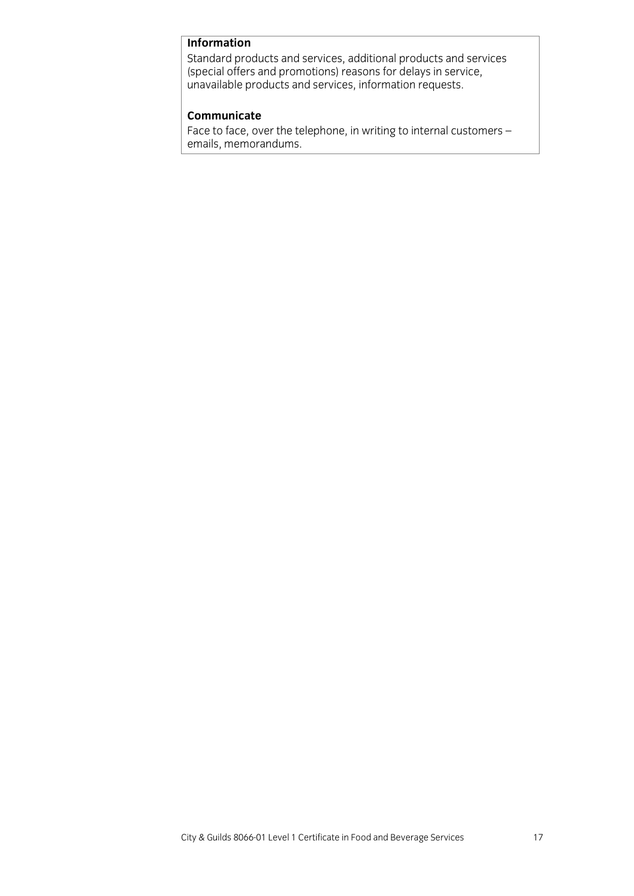**Information**

Standard products and services, additional products and services (special offers and promotions) reasons for delays in service, unavailable products and services, information requests.

**Communicate**

Face to face, over the telephone, in writing to internal customers – emails, memorandums.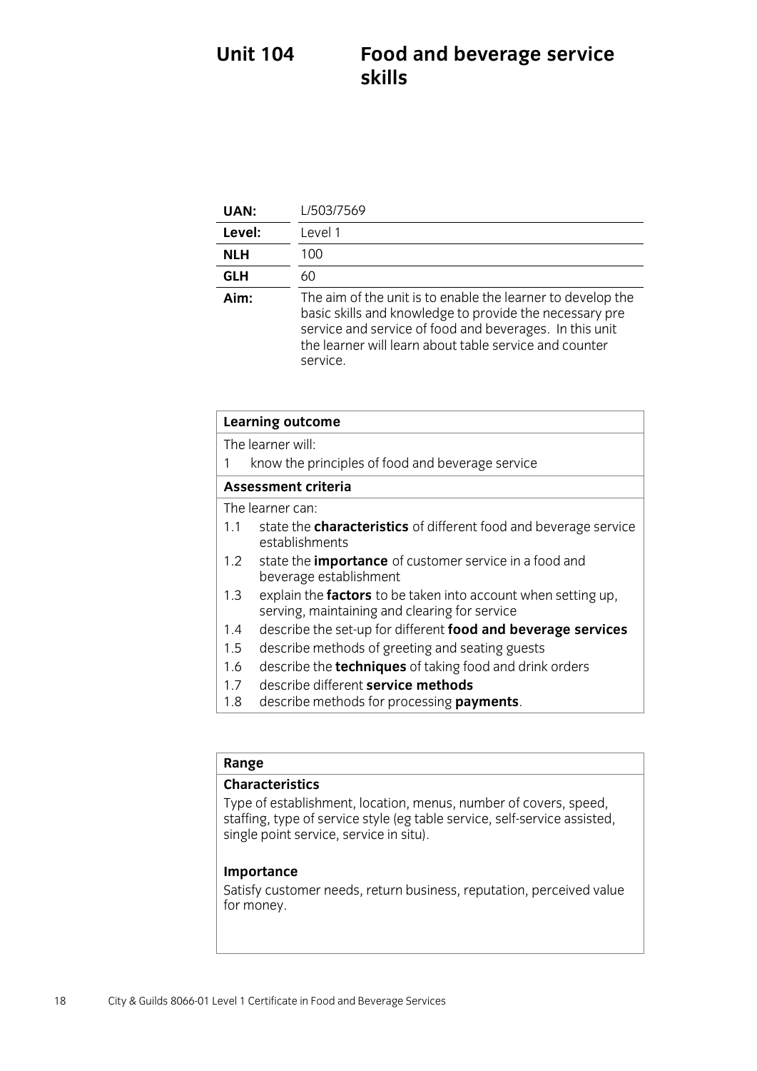# Unit 104 Food and beverage service skills

| | |
|---|---|
| **UAN:** | L/503/7569 |
| **Level:** | Level 1 |
| **NLH** | 100 |
| **GLH** | 60 |
| **Aim:** | The aim of the unit is to enable the learner to develop the basic skills and knowledge to provide the necessary pre service and service of food and beverages. In this unit the learner will learn about table service and counter service. |

**Learning outcome**

The learner will:

1 know the principles of food and beverage service

**Assessment criteria**

The learner can:

1.1 state the **characteristics** of different food and beverage service establishments
1.2 state the **importance** of customer service in a food and beverage establishment
1.3 explain the **factors** to be taken into account when setting up, serving, maintaining and clearing for service
1.4 describe the set-up for different **food and beverage services**
1.5 describe methods of greeting and seating guests
1.6 describe the **techniques** of taking food and drink orders
1.7 describe different **service methods**
1.8 describe methods for processing **payments**.

**Range**

**Characteristics**

Type of establishment, location, menus, number of covers, speed, staffing, type of service style (eg table service, self-service assisted, single point service, service in situ).

**Importance**

Satisfy customer needs, return business, reputation, perceived value for money.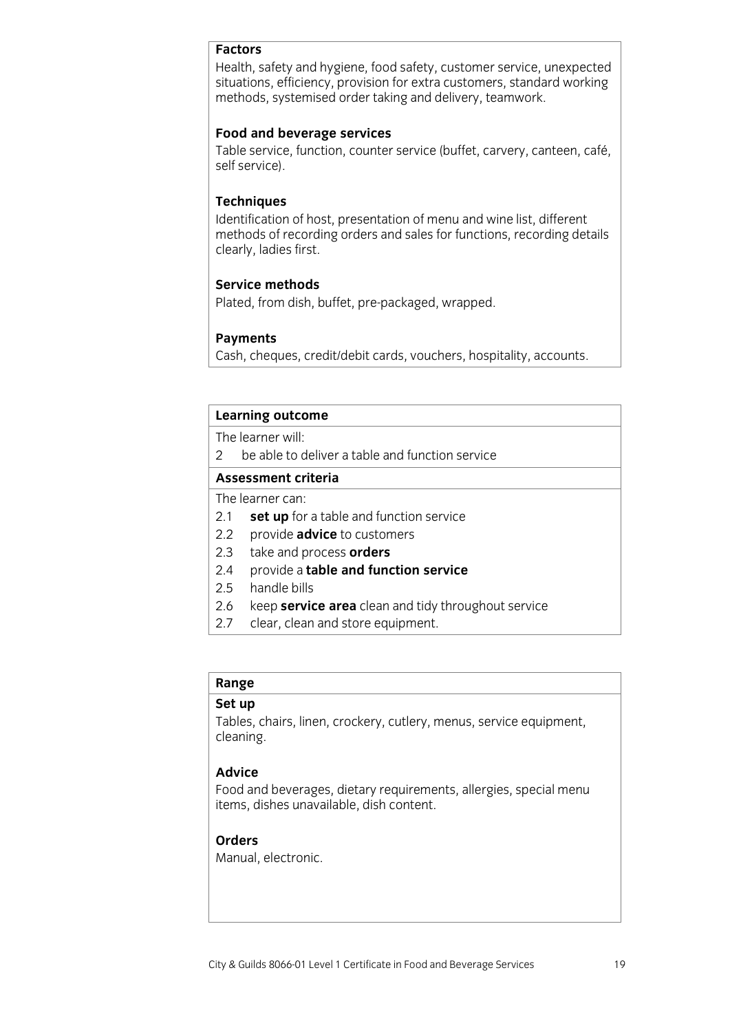**Factors**

Health, safety and hygiene, food safety, customer service, unexpected situations, efficiency, provision for extra customers, standard working methods, systemised order taking and delivery, teamwork.

**Food and beverage services**

Table service, function, counter service (buffet, carvery, canteen, café, self service).

**Techniques**

Identification of host, presentation of menu and wine list, different methods of recording orders and sales for functions, recording details clearly, ladies first.

**Service methods**

Plated, from dish, buffet, pre-packaged, wrapped.

**Payments**

Cash, cheques, credit/debit cards, vouchers, hospitality, accounts.

**Learning outcome**

The learner will:

2 be able to deliver a table and function service

**Assessment criteria**

The learner can:

2.1 **set up** for a table and function service
2.2 provide **advice** to customers
2.3 take and process **orders**
2.4 provide a **table and function service**
2.5 handle bills
2.6 keep **service area** clean and tidy throughout service
2.7 clear, clean and store equipment.

**Range**

**Set up**

Tables, chairs, linen, crockery, cutlery, menus, service equipment, cleaning.

**Advice**

Food and beverages, dietary requirements, allergies, special menu items, dishes unavailable, dish content.

**Orders**

Manual, electronic.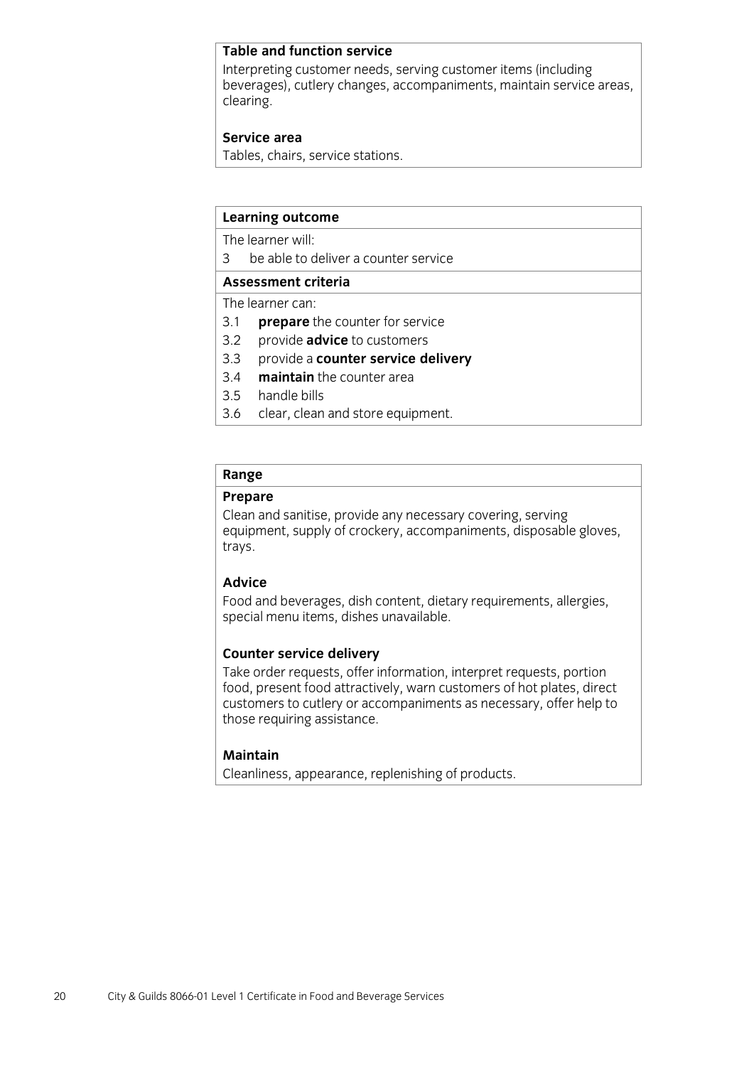**Table and function service**
Interpreting customer needs, serving customer items (including beverages), cutlery changes, accompaniments, maintain service areas, clearing.

**Service area**
Tables, chairs, service stations.

**Learning outcome**

The learner will:

3 be able to deliver a counter service

**Assessment criteria**

The learner can:

3.1 **prepare** the counter for service
3.2 provide **advice** to customers
3.3 provide a **counter service delivery**
3.4 **maintain** the counter area
3.5 handle bills
3.6 clear, clean and store equipment.

**Range**

**Prepare**
Clean and sanitise, provide any necessary covering, serving equipment, supply of crockery, accompaniments, disposable gloves, trays.

**Advice**
Food and beverages, dish content, dietary requirements, allergies, special menu items, dishes unavailable.

**Counter service delivery**
Take order requests, offer information, interpret requests, portion food, present food attractively, warn customers of hot plates, direct customers to cutlery or accompaniments as necessary, offer help to those requiring assistance.

**Maintain**
Cleanliness, appearance, replenishing of products.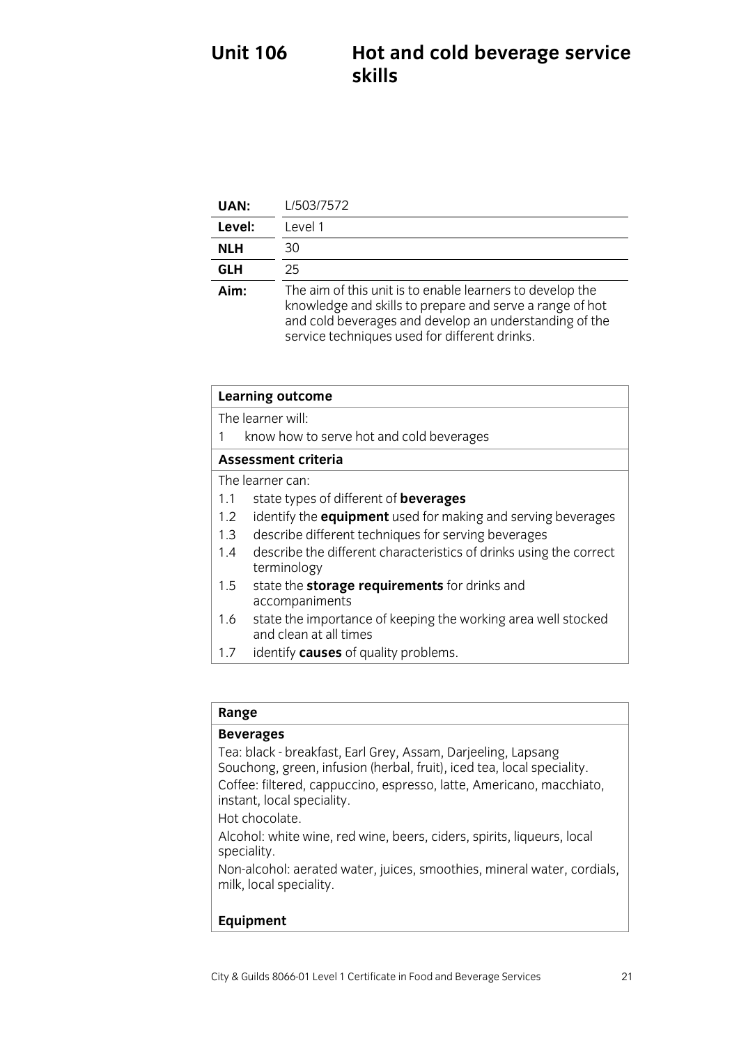# Unit 106 Hot and cold beverage service skills

| | |
|---|---|
| **UAN:** | L/503/7572 |
| **Level:** | Level 1 |
| **NLH** | 30 |
| **GLH** | 25 |
| **Aim:** | The aim of this unit is to enable learners to develop the knowledge and skills to prepare and serve a range of hot and cold beverages and develop an understanding of the service techniques used for different drinks. |

| **Learning outcome** |
|---|
| The learner will: |
| 1 know how to serve hot and cold beverages |
| **Assessment criteria** |
| The learner can: |
| 1.1 state types of different of **beverages** |
| 1.2 identify the **equipment** used for making and serving beverages |
| 1.3 describe different techniques for serving beverages |
| 1.4 describe the different characteristics of drinks using the correct terminology |
| 1.5 state the **storage requirements** for drinks and accompaniments |
| 1.6 state the importance of keeping the working area well stocked and clean at all times |
| 1.7 identify **causes** of quality problems. |

## Range

**Beverages**

Tea: black - breakfast, Earl Grey, Assam, Darjeeling, Lapsang Souchong, green, infusion (herbal, fruit), iced tea, local speciality.

Coffee: filtered, cappuccino, espresso, latte, Americano, macchiato, instant, local speciality.

Hot chocolate.

Alcohol: white wine, red wine, beers, ciders, spirits, liqueurs, local speciality.

Non-alcohol: aerated water, juices, smoothies, mineral water, cordials, milk, local speciality.

**Equipment**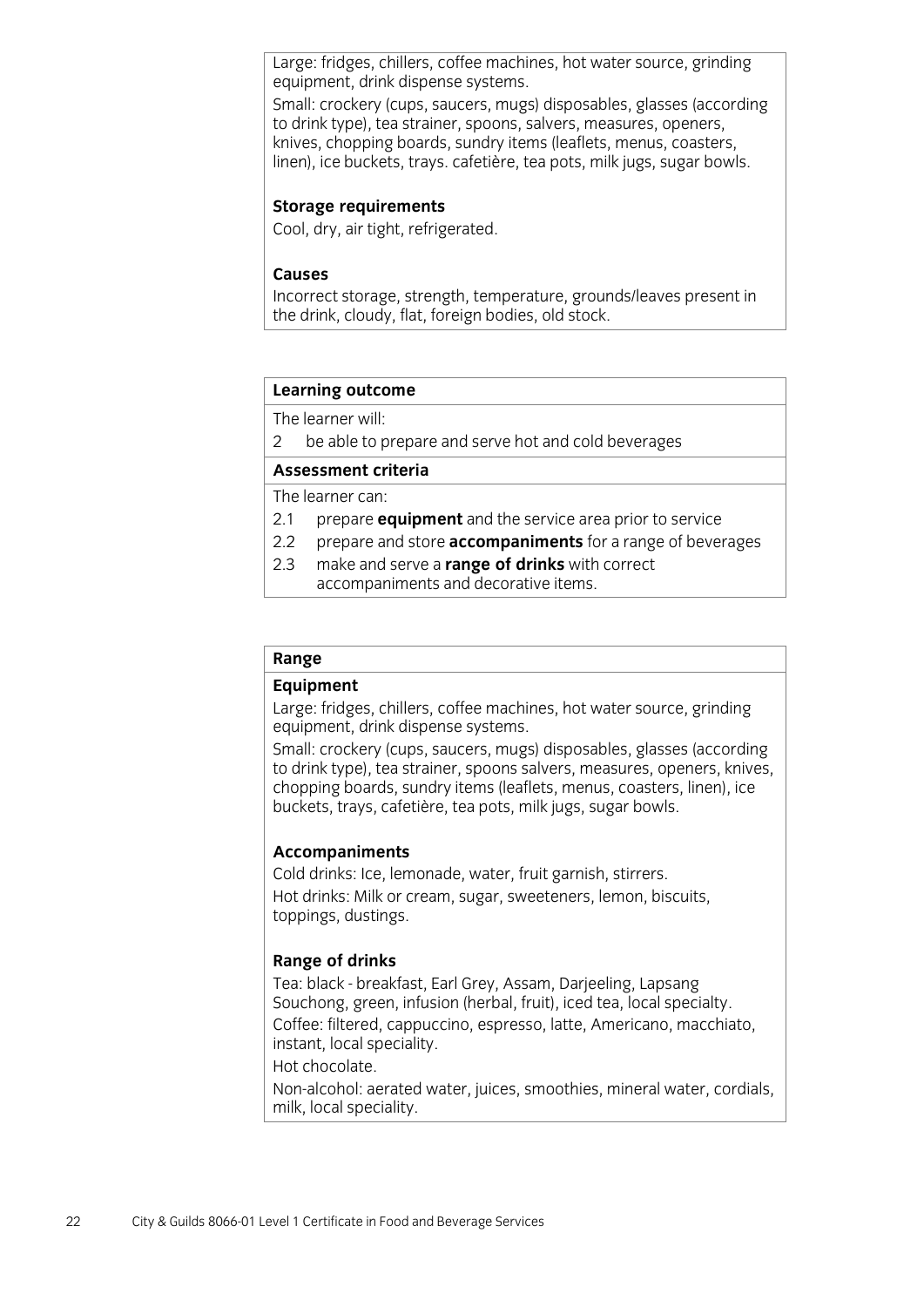Large: fridges, chillers, coffee machines, hot water source, grinding equipment, drink dispense systems.

Small: crockery (cups, saucers, mugs) disposables, glasses (according to drink type), tea strainer, spoons, salvers, measures, openers, knives, chopping boards, sundry items (leaflets, menus, coasters, linen), ice buckets, trays. cafetière, tea pots, milk jugs, sugar bowls.

**Storage requirements**

Cool, dry, air tight, refrigerated.

**Causes**

Incorrect storage, strength, temperature, grounds/leaves present in the drink, cloudy, flat, foreign bodies, old stock.

**Learning outcome**

The learner will:

2 be able to prepare and serve hot and cold beverages

**Assessment criteria**

The learner can:

2.1 prepare **equipment** and the service area prior to service

2.2 prepare and store **accompaniments** for a range of beverages

2.3 make and serve a **range of drinks** with correct accompaniments and decorative items.

**Range**

**Equipment**

Large: fridges, chillers, coffee machines, hot water source, grinding equipment, drink dispense systems.

Small: crockery (cups, saucers, mugs) disposables, glasses (according to drink type), tea strainer, spoons salvers, measures, openers, knives, chopping boards, sundry items (leaflets, menus, coasters, linen), ice buckets, trays, cafetière, tea pots, milk jugs, sugar bowls.

**Accompaniments**

Cold drinks: Ice, lemonade, water, fruit garnish, stirrers.

Hot drinks: Milk or cream, sugar, sweeteners, lemon, biscuits, toppings, dustings.

**Range of drinks**

Tea: black - breakfast, Earl Grey, Assam, Darjeeling, Lapsang Souchong, green, infusion (herbal, fruit), iced tea, local specialty.

Coffee: filtered, cappuccino, espresso, latte, Americano, macchiato, instant, local speciality.

Hot chocolate.

Non-alcohol: aerated water, juices, smoothies, mineral water, cordials, milk, local speciality.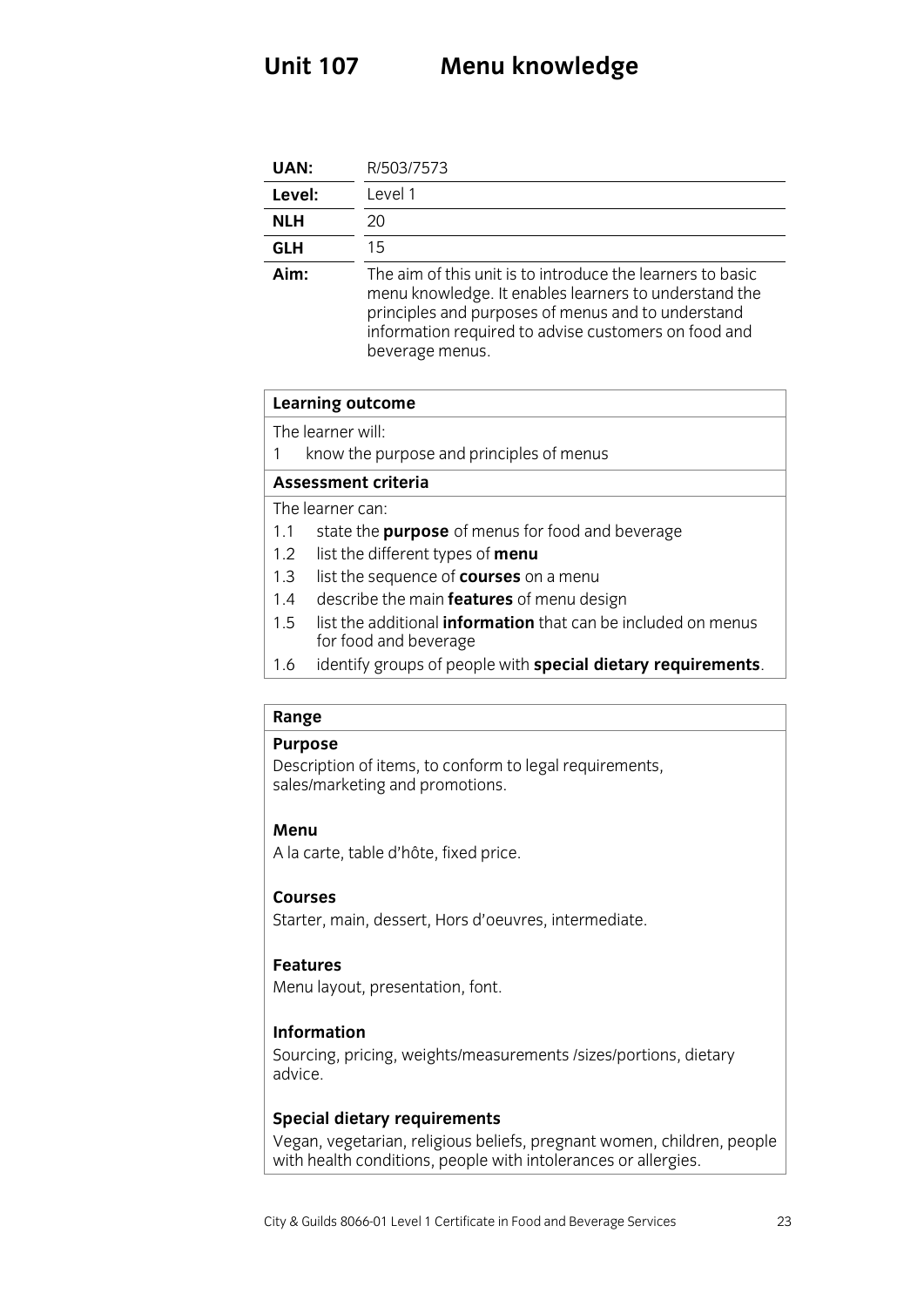# Unit 107 Menu knowledge

| | |
|---|---|
| **UAN:** | R/503/7573 |
| **Level:** | Level 1 |
| **NLH** | 20 |
| **GLH** | 15 |
| **Aim:** | The aim of this unit is to introduce the learners to basic menu knowledge. It enables learners to understand the principles and purposes of menus and to understand information required to advise customers on food and beverage menus. |

**Learning outcome**

The learner will:

1 know the purpose and principles of menus

**Assessment criteria**

The learner can:

1.1 state the **purpose** of menus for food and beverage
1.2 list the different types of **menu**
1.3 list the sequence of **courses** on a menu
1.4 describe the main **features** of menu design
1.5 list the additional **information** that can be included on menus for food and beverage
1.6 identify groups of people with **special dietary requirements**.

**Range**

**Purpose**

Description of items, to conform to legal requirements, sales/marketing and promotions.

**Menu**

A la carte, table d'hôte, fixed price.

**Courses**

Starter, main, dessert, Hors d'oeuvres, intermediate.

**Features**

Menu layout, presentation, font.

**Information**

Sourcing, pricing, weights/measurements /sizes/portions, dietary advice.

**Special dietary requirements**

Vegan, vegetarian, religious beliefs, pregnant women, children, people with health conditions, people with intolerances or allergies.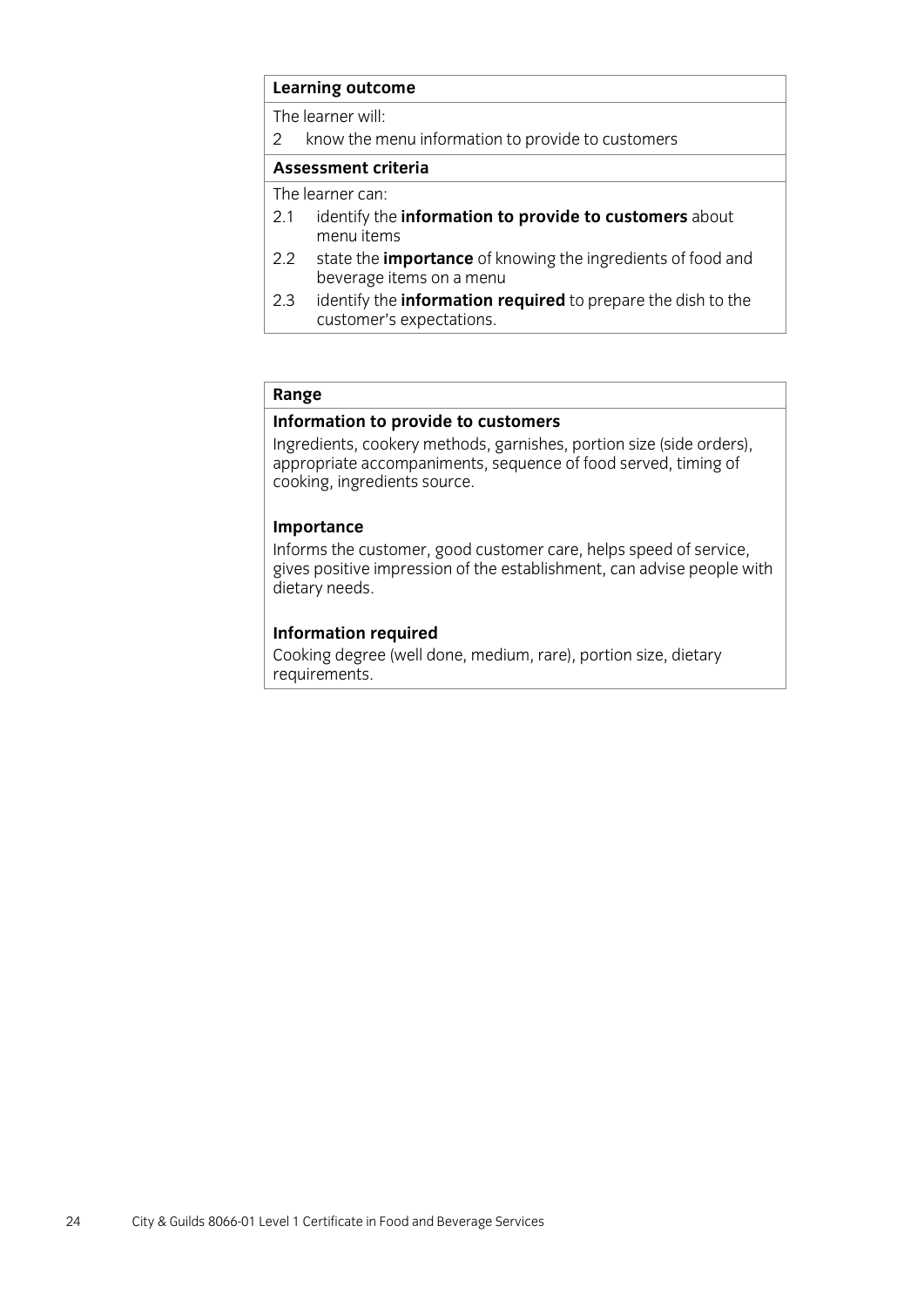**Learning outcome**

The learner will:

2 know the menu information to provide to customers

**Assessment criteria**

The learner can:

2.1 identify the **information to provide to customers** about menu items

2.2 state the **importance** of knowing the ingredients of food and beverage items on a menu

2.3 identify the **information required** to prepare the dish to the customer's expectations.

**Range**

**Information to provide to customers**

Ingredients, cookery methods, garnishes, portion size (side orders), appropriate accompaniments, sequence of food served, timing of cooking, ingredients source.

**Importance**

Informs the customer, good customer care, helps speed of service, gives positive impression of the establishment, can advise people with dietary needs.

**Information required**

Cooking degree (well done, medium, rare), portion size, dietary requirements.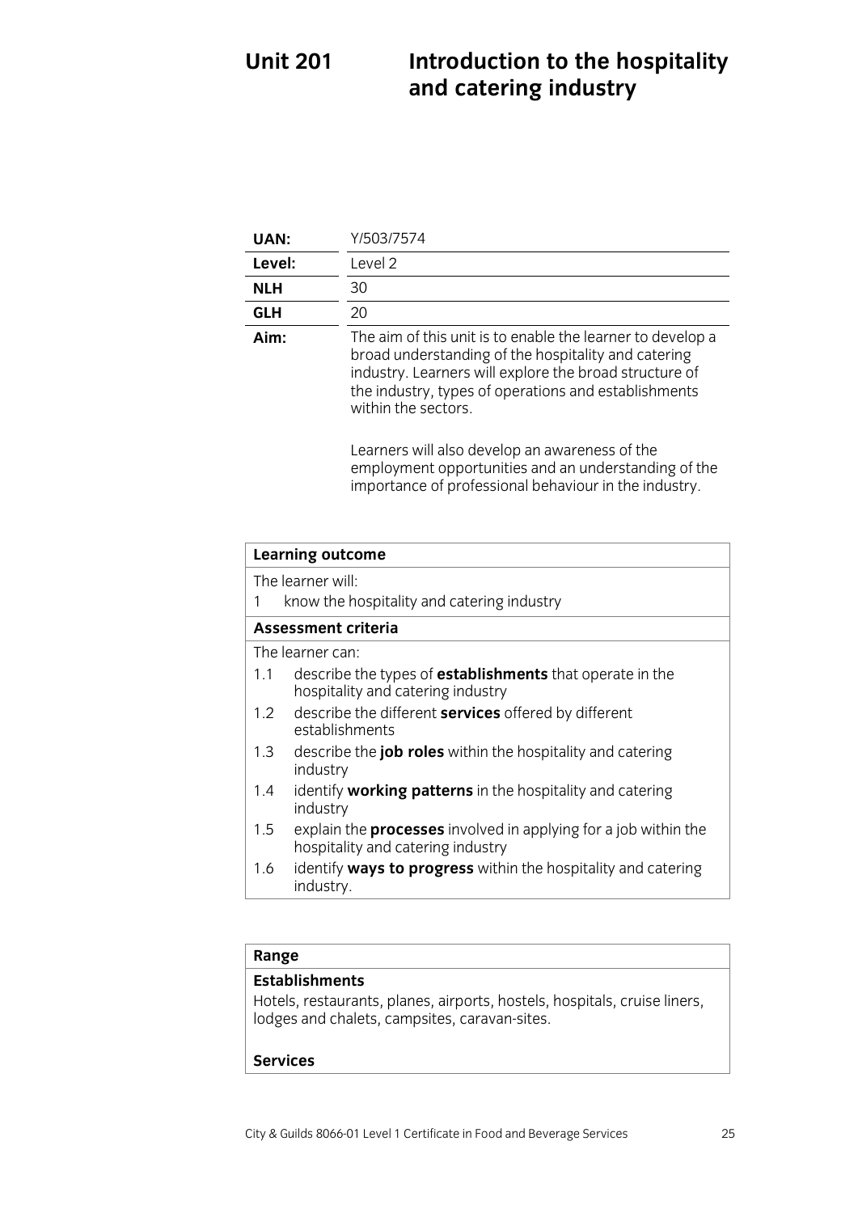# Unit 201 Introduction to the hospitality and catering industry

| | |
|---|---|
| **UAN:** | Y/503/7574 |
| **Level:** | Level 2 |
| **NLH** | 30 |
| **GLH** | 20 |
| **Aim:** | The aim of this unit is to enable the learner to develop a broad understanding of the hospitality and catering industry. Learners will explore the broad structure of the industry, types of operations and establishments within the sectors.<br><br>Learners will also develop an awareness of the employment opportunities and an understanding of the importance of professional behaviour in the industry. |

**Learning outcome**

The learner will:

1 know the hospitality and catering industry

**Assessment criteria**

The learner can:

1.1 describe the types of **establishments** that operate in the hospitality and catering industry

1.2 describe the different **services** offered by different establishments

1.3 describe the **job roles** within the hospitality and catering industry

1.4 identify **working patterns** in the hospitality and catering industry

1.5 explain the **processes** involved in applying for a job within the hospitality and catering industry

1.6 identify **ways to progress** within the hospitality and catering industry.

**Range**

**Establishments**

Hotels, restaurants, planes, airports, hostels, hospitals, cruise liners, lodges and chalets, campsites, caravan-sites.

**Services**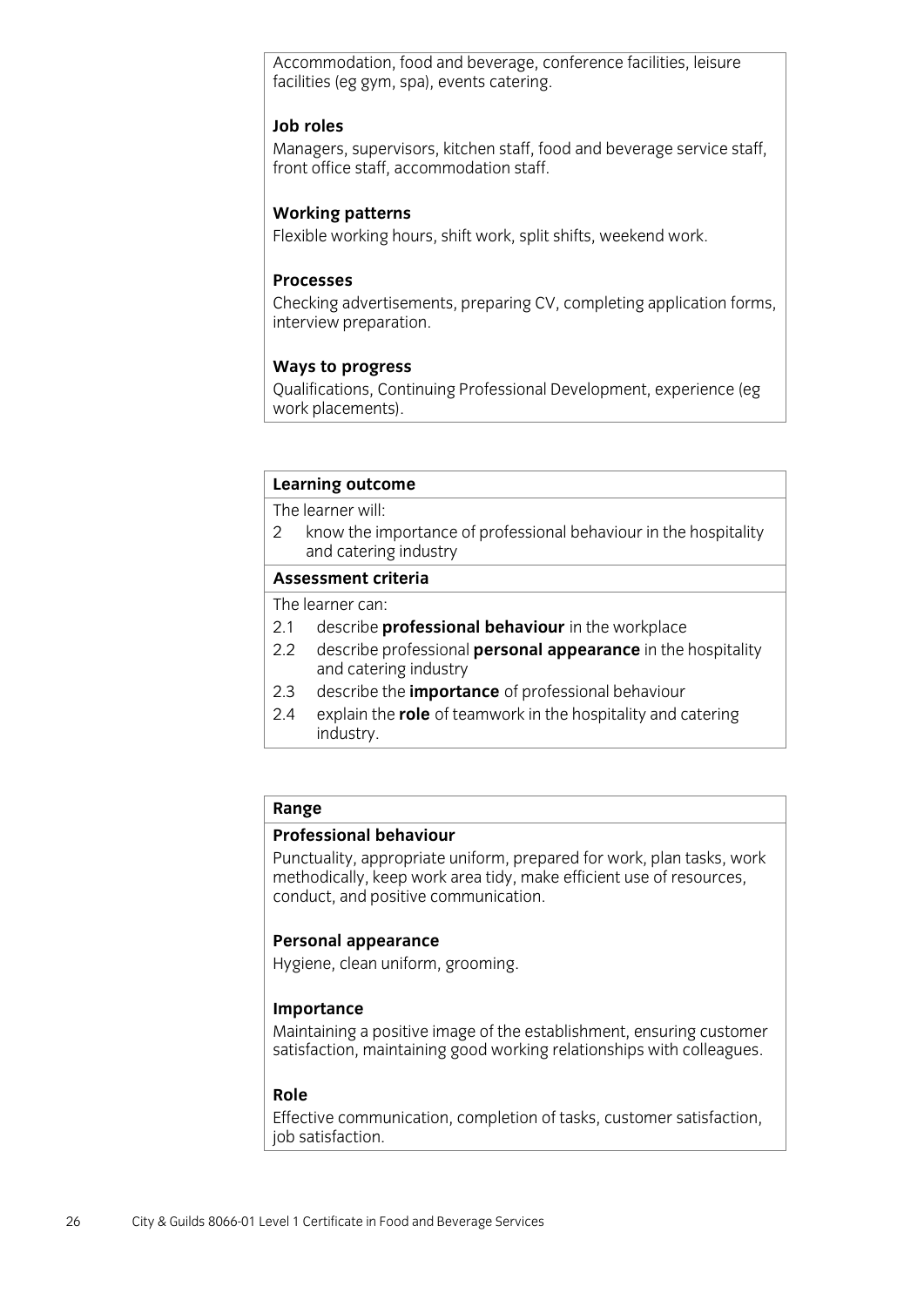Accommodation, food and beverage, conference facilities, leisure facilities (eg gym, spa), events catering.

**Job roles**

Managers, supervisors, kitchen staff, food and beverage service staff, front office staff, accommodation staff.

**Working patterns**

Flexible working hours, shift work, split shifts, weekend work.

**Processes**

Checking advertisements, preparing CV, completing application forms, interview preparation.

**Ways to progress**

Qualifications, Continuing Professional Development, experience (eg work placements).

**Learning outcome**

The learner will:

2 know the importance of professional behaviour in the hospitality and catering industry

**Assessment criteria**

The learner can:

2.1 describe **professional behaviour** in the workplace

2.2 describe professional **personal appearance** in the hospitality and catering industry

2.3 describe the **importance** of professional behaviour

2.4 explain the **role** of teamwork in the hospitality and catering industry.

**Range**

**Professional behaviour**

Punctuality, appropriate uniform, prepared for work, plan tasks, work methodically, keep work area tidy, make efficient use of resources, conduct, and positive communication.

**Personal appearance**

Hygiene, clean uniform, grooming.

**Importance**

Maintaining a positive image of the establishment, ensuring customer satisfaction, maintaining good working relationships with colleagues.

**Role**

Effective communication, completion of tasks, customer satisfaction, job satisfaction.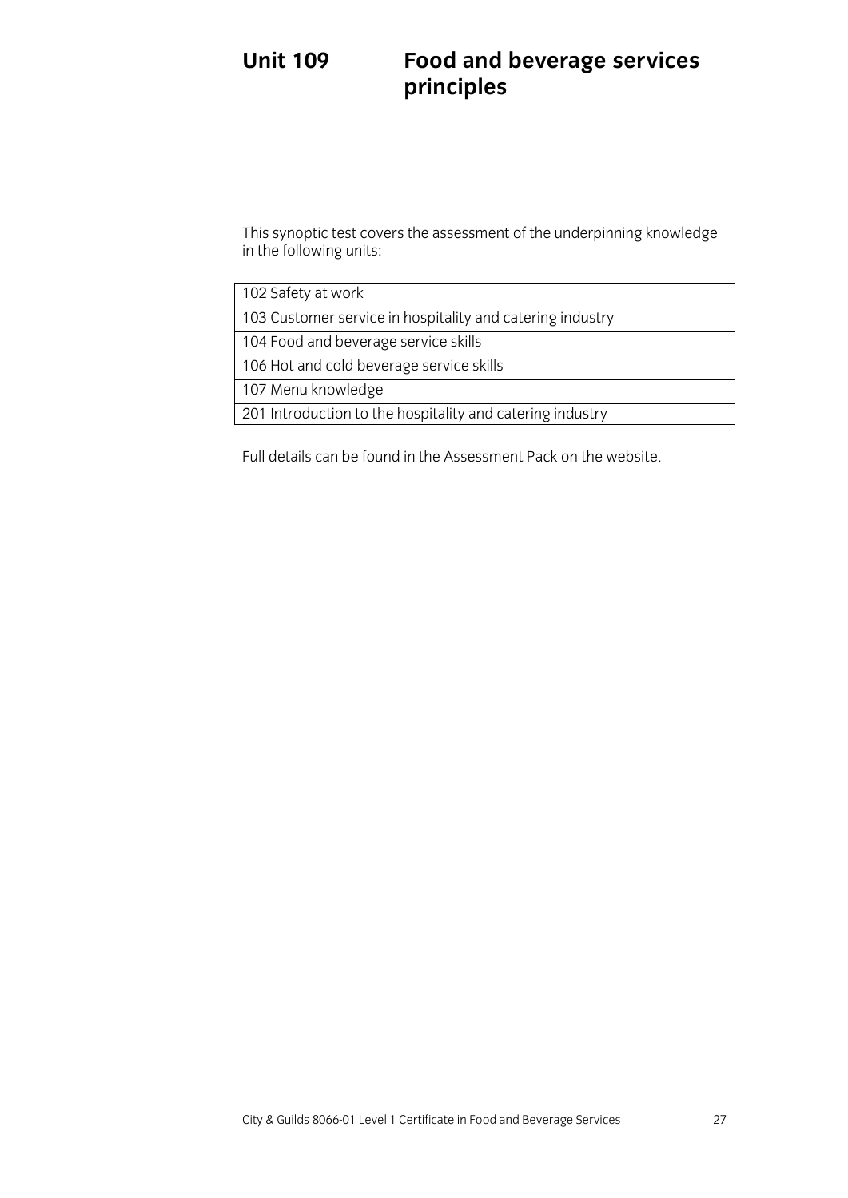# Unit 109 Food and beverage services principles

This synoptic test covers the assessment of the underpinning knowledge in the following units:

| |
|---|
| 102 Safety at work |
| 103 Customer service in hospitality and catering industry |
| 104 Food and beverage service skills |
| 106 Hot and cold beverage service skills |
| 107 Menu knowledge |
| 201 Introduction to the hospitality and catering industry |

Full details can be found in the Assessment Pack on the website.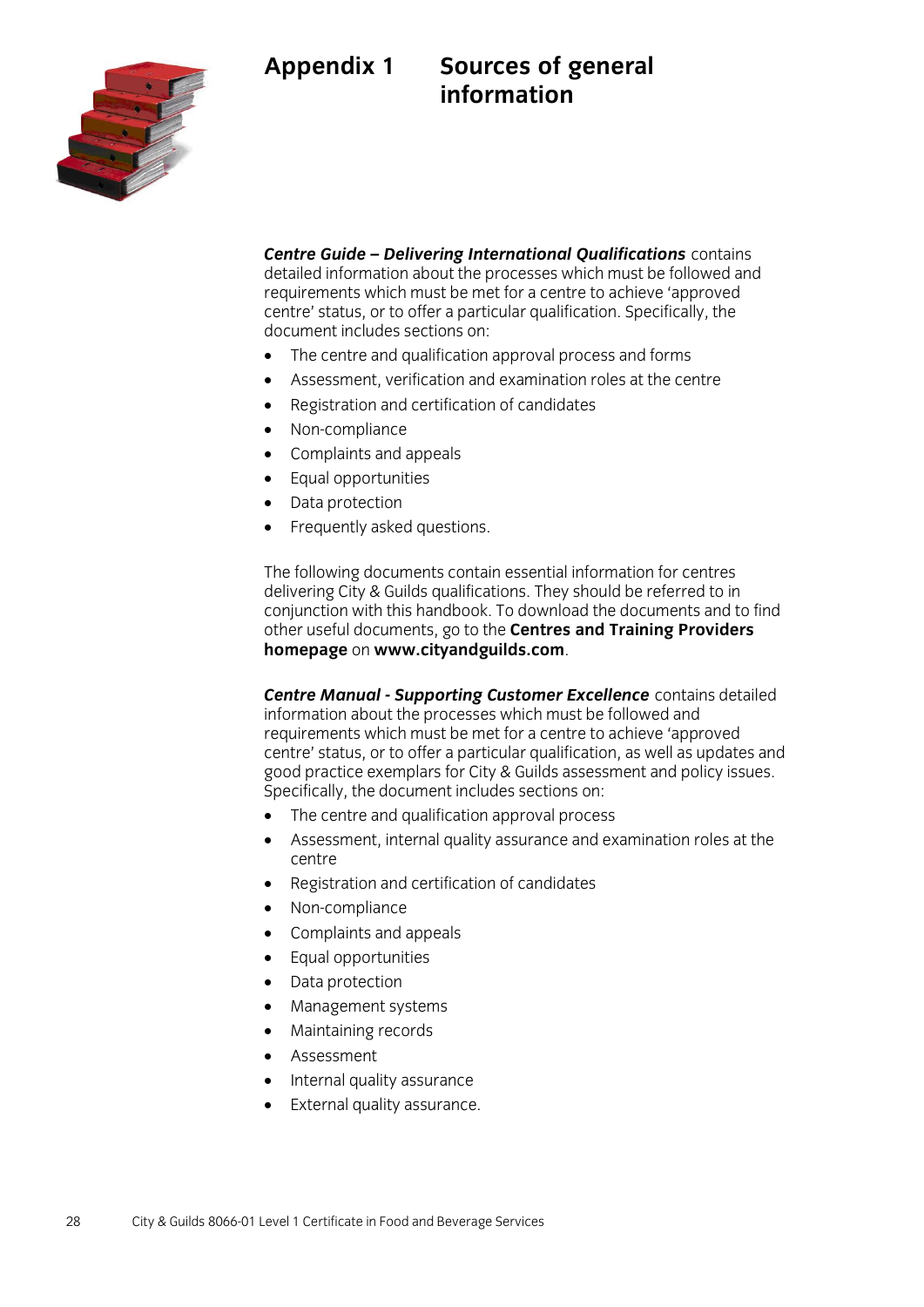# Appendix 1 Sources of general information

***Centre Guide – Delivering International Qualifications*** contains detailed information about the processes which must be followed and requirements which must be met for a centre to achieve 'approved centre' status, or to offer a particular qualification. Specifically, the document includes sections on:

- The centre and qualification approval process and forms
- Assessment, verification and examination roles at the centre
- Registration and certification of candidates
- Non-compliance
- Complaints and appeals
- Equal opportunities
- Data protection
- Frequently asked questions.

The following documents contain essential information for centres delivering City & Guilds qualifications. They should be referred to in conjunction with this handbook. To download the documents and to find other useful documents, go to the **Centres and Training Providers homepage** on **www.cityandguilds.com**.

***Centre Manual - Supporting Customer Excellence*** contains detailed information about the processes which must be followed and requirements which must be met for a centre to achieve 'approved centre' status, or to offer a particular qualification, as well as updates and good practice exemplars for City & Guilds assessment and policy issues. Specifically, the document includes sections on:

- The centre and qualification approval process
- Assessment, internal quality assurance and examination roles at the centre
- Registration and certification of candidates
- Non-compliance
- Complaints and appeals
- Equal opportunities
- Data protection
- Management systems
- Maintaining records
- Assessment
- Internal quality assurance
- External quality assurance.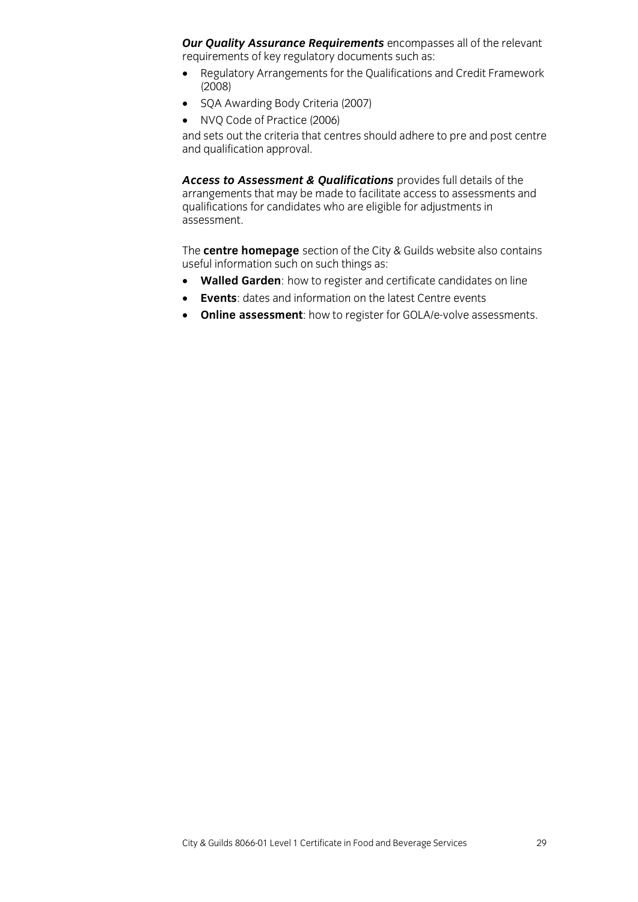***Our Quality Assurance Requirements*** encompasses all of the relevant requirements of key regulatory documents such as:

- Regulatory Arrangements for the Qualifications and Credit Framework (2008)
- SQA Awarding Body Criteria (2007)
- NVQ Code of Practice (2006)

and sets out the criteria that centres should adhere to pre and post centre and qualification approval.

***Access to Assessment & Qualifications*** provides full details of the arrangements that may be made to facilitate access to assessments and qualifications for candidates who are eligible for adjustments in assessment.

The **centre homepage** section of the City & Guilds website also contains useful information such on such things as:

- **Walled Garden**: how to register and certificate candidates on line
- **Events**: dates and information on the latest Centre events
- **Online assessment**: how to register for GOLA/e-volve assessments.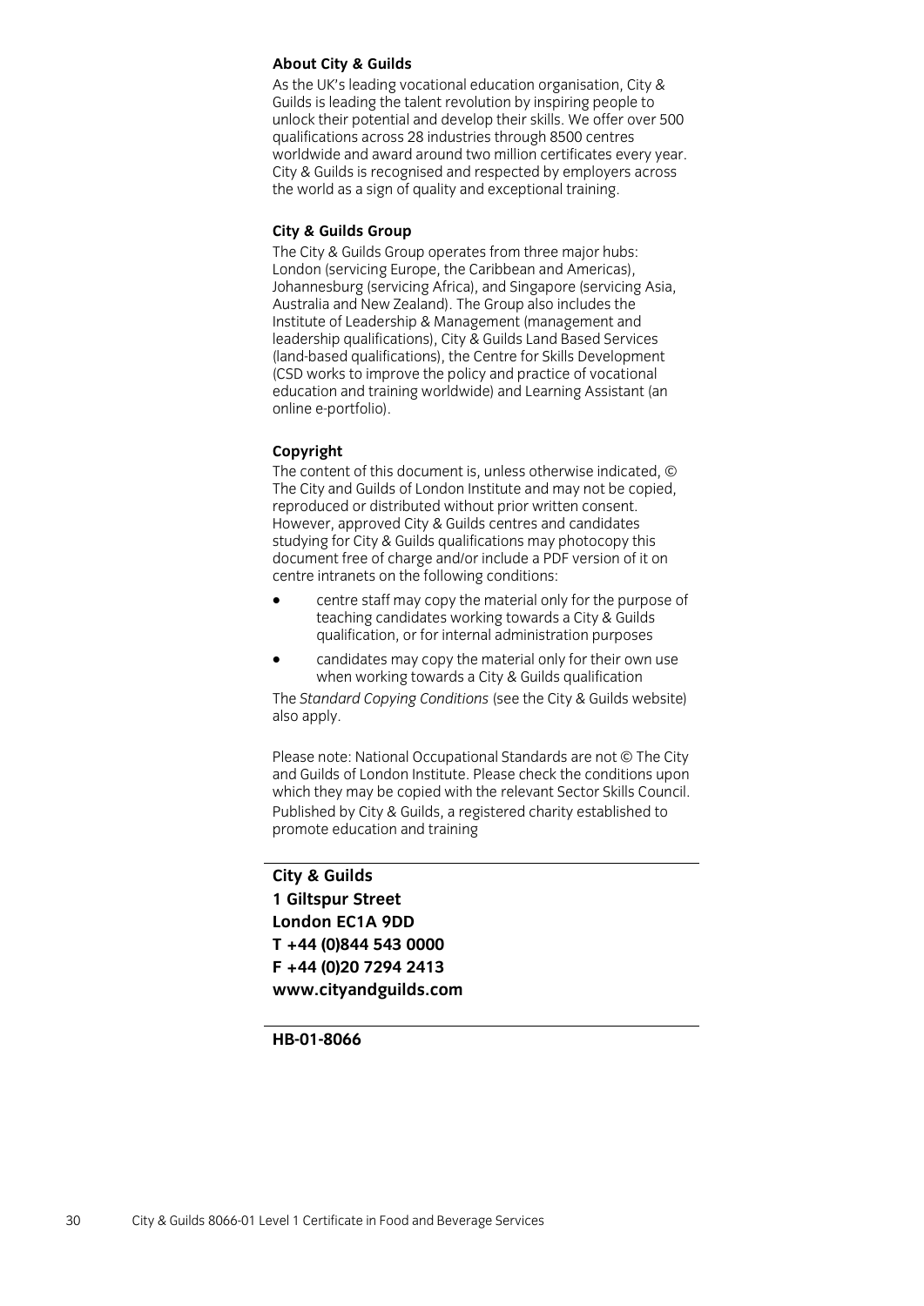**About City & Guilds**

As the UK's leading vocational education organisation, City & Guilds is leading the talent revolution by inspiring people to unlock their potential and develop their skills. We offer over 500 qualifications across 28 industries through 8500 centres worldwide and award around two million certificates every year. City & Guilds is recognised and respected by employers across the world as a sign of quality and exceptional training.

**City & Guilds Group**

The City & Guilds Group operates from three major hubs: London (servicing Europe, the Caribbean and Americas), Johannesburg (servicing Africa), and Singapore (servicing Asia, Australia and New Zealand). The Group also includes the Institute of Leadership & Management (management and leadership qualifications), City & Guilds Land Based Services (land-based qualifications), the Centre for Skills Development (CSD works to improve the policy and practice of vocational education and training worldwide) and Learning Assistant (an online e-portfolio).

**Copyright**

The content of this document is, unless otherwise indicated, © The City and Guilds of London Institute and may not be copied, reproduced or distributed without prior written consent. However, approved City & Guilds centres and candidates studying for City & Guilds qualifications may photocopy this document free of charge and/or include a PDF version of it on centre intranets on the following conditions:

- centre staff may copy the material only for the purpose of teaching candidates working towards a City & Guilds qualification, or for internal administration purposes
- candidates may copy the material only for their own use when working towards a City & Guilds qualification

The *Standard Copying Conditions* (see the City & Guilds website) also apply.

Please note: National Occupational Standards are not © The City and Guilds of London Institute. Please check the conditions upon which they may be copied with the relevant Sector Skills Council.

Published by City & Guilds, a registered charity established to promote education and training

---

**City & Guilds**
**1 Giltspur Street**
**London EC1A 9DD**
**T +44 (0)844 543 0000**
**F +44 (0)20 7294 2413**
**www.cityandguilds.com**

---

**HB-01-8066**